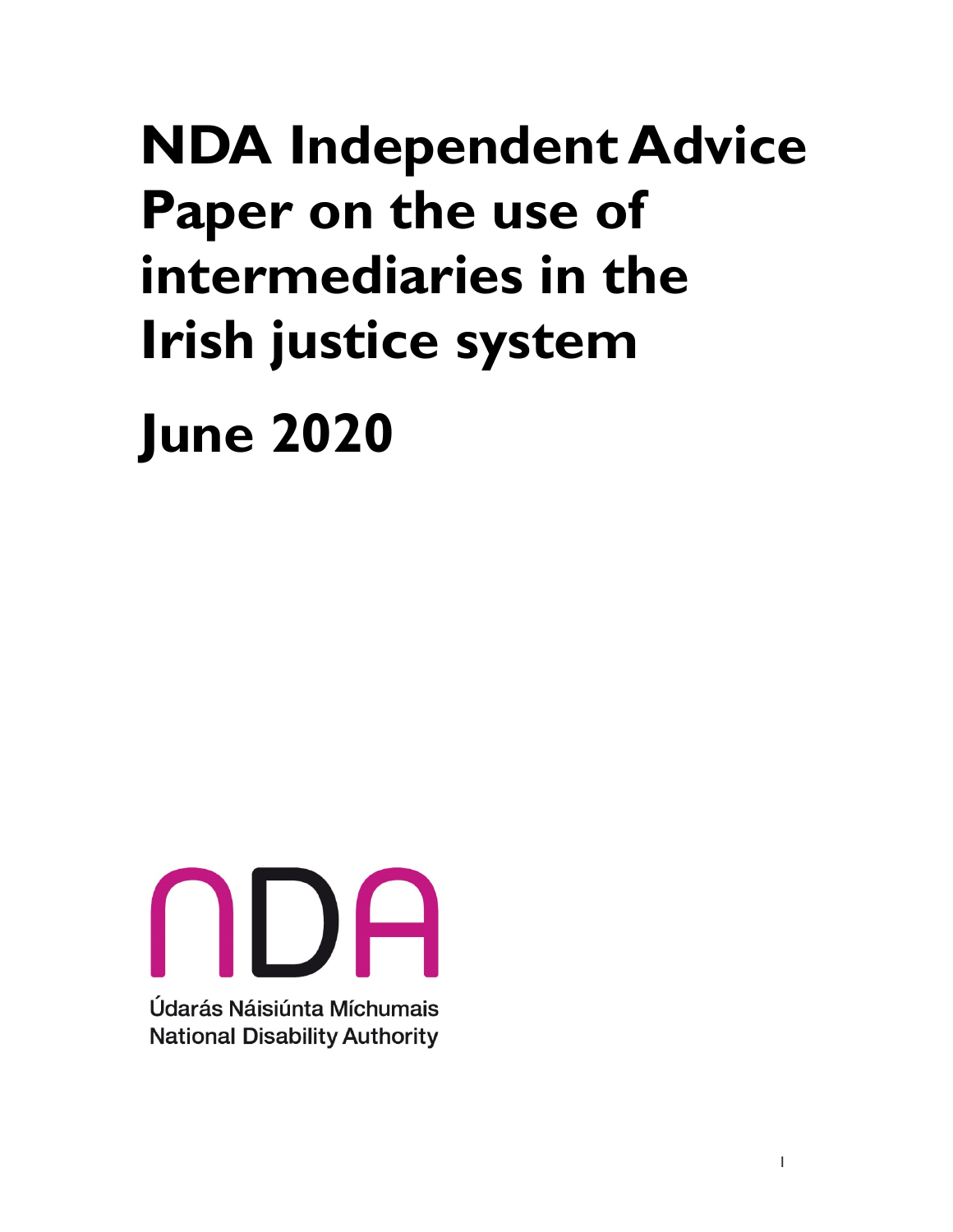# NDA Independent Advice Paper on the use of intermediaries in the Irish justice system

# June 2020

Údarás Náisiúnta Míchumais
National Disability Authority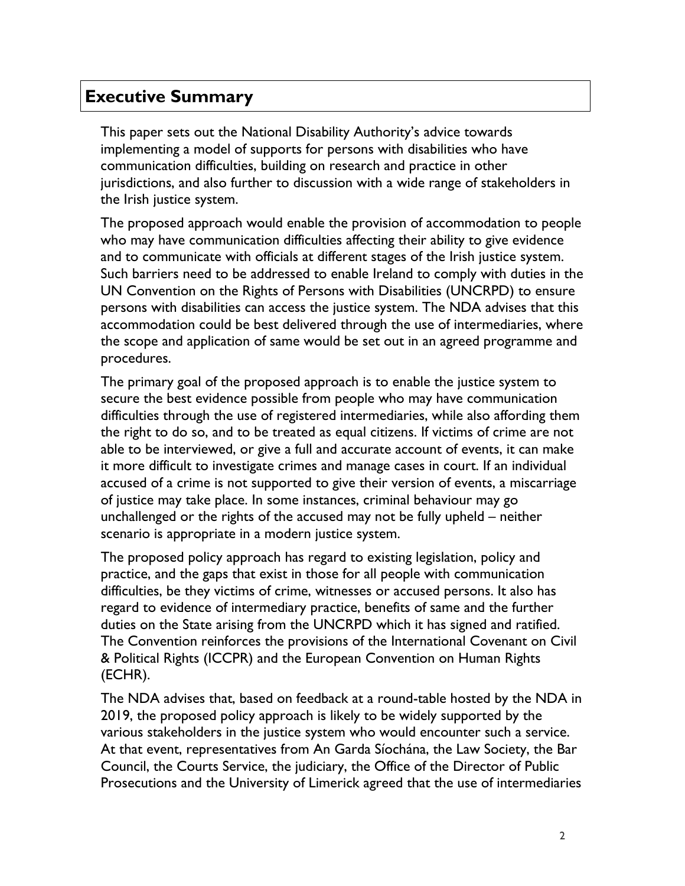## Executive Summary

This paper sets out the National Disability Authority's advice towards implementing a model of supports for persons with disabilities who have communication difficulties, building on research and practice in other jurisdictions, and also further to discussion with a wide range of stakeholders in the Irish justice system.

The proposed approach would enable the provision of accommodation to people who may have communication difficulties affecting their ability to give evidence and to communicate with officials at different stages of the Irish justice system. Such barriers need to be addressed to enable Ireland to comply with duties in the UN Convention on the Rights of Persons with Disabilities (UNCRPD) to ensure persons with disabilities can access the justice system. The NDA advises that this accommodation could be best delivered through the use of intermediaries, where the scope and application of same would be set out in an agreed programme and procedures.

The primary goal of the proposed approach is to enable the justice system to secure the best evidence possible from people who may have communication difficulties through the use of registered intermediaries, while also affording them the right to do so, and to be treated as equal citizens. If victims of crime are not able to be interviewed, or give a full and accurate account of events, it can make it more difficult to investigate crimes and manage cases in court. If an individual accused of a crime is not supported to give their version of events, a miscarriage of justice may take place. In some instances, criminal behaviour may go unchallenged or the rights of the accused may not be fully upheld – neither scenario is appropriate in a modern justice system.

The proposed policy approach has regard to existing legislation, policy and practice, and the gaps that exist in those for all people with communication difficulties, be they victims of crime, witnesses or accused persons. It also has regard to evidence of intermediary practice, benefits of same and the further duties on the State arising from the UNCRPD which it has signed and ratified. The Convention reinforces the provisions of the International Covenant on Civil & Political Rights (ICCPR) and the European Convention on Human Rights (ECHR).

The NDA advises that, based on feedback at a round-table hosted by the NDA in 2019, the proposed policy approach is likely to be widely supported by the various stakeholders in the justice system who would encounter such a service. At that event, representatives from An Garda Síochána, the Law Society, the Bar Council, the Courts Service, the judiciary, the Office of the Director of Public Prosecutions and the University of Limerick agreed that the use of intermediaries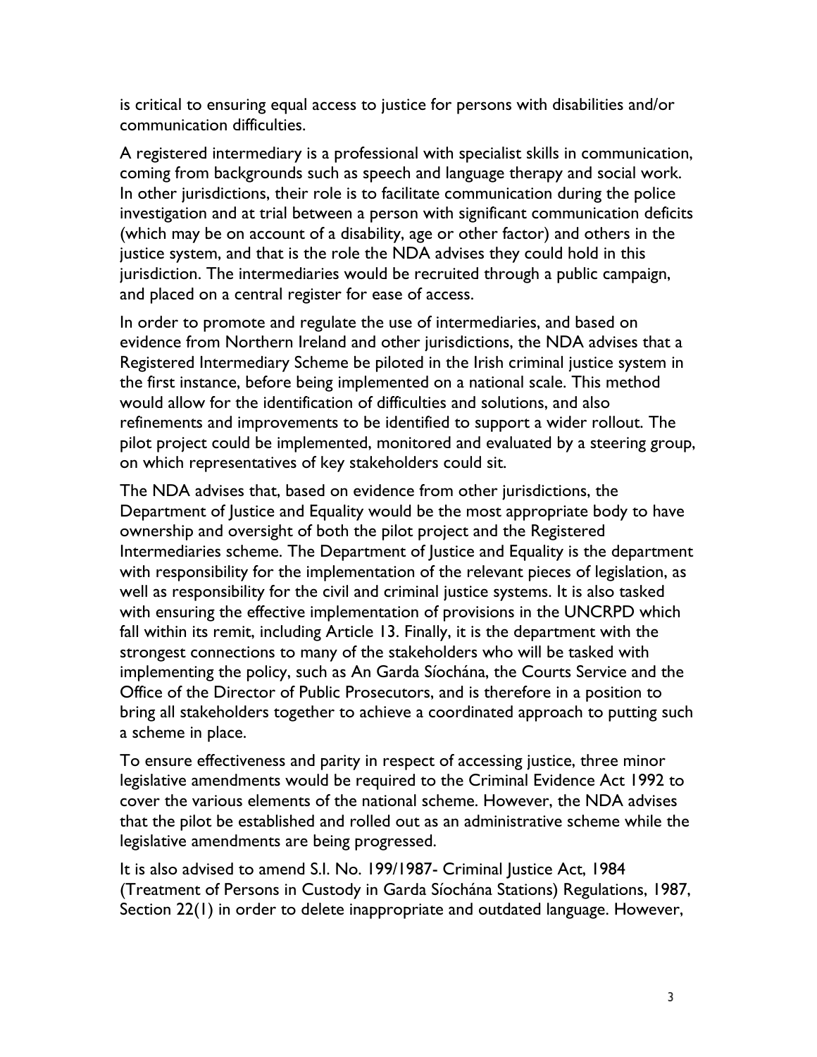is critical to ensuring equal access to justice for persons with disabilities and/or communication difficulties.

A registered intermediary is a professional with specialist skills in communication, coming from backgrounds such as speech and language therapy and social work. In other jurisdictions, their role is to facilitate communication during the police investigation and at trial between a person with significant communication deficits (which may be on account of a disability, age or other factor) and others in the justice system, and that is the role the NDA advises they could hold in this jurisdiction. The intermediaries would be recruited through a public campaign, and placed on a central register for ease of access.

In order to promote and regulate the use of intermediaries, and based on evidence from Northern Ireland and other jurisdictions, the NDA advises that a Registered Intermediary Scheme be piloted in the Irish criminal justice system in the first instance, before being implemented on a national scale. This method would allow for the identification of difficulties and solutions, and also refinements and improvements to be identified to support a wider rollout. The pilot project could be implemented, monitored and evaluated by a steering group, on which representatives of key stakeholders could sit.

The NDA advises that, based on evidence from other jurisdictions, the Department of Justice and Equality would be the most appropriate body to have ownership and oversight of both the pilot project and the Registered Intermediaries scheme. The Department of Justice and Equality is the department with responsibility for the implementation of the relevant pieces of legislation, as well as responsibility for the civil and criminal justice systems. It is also tasked with ensuring the effective implementation of provisions in the UNCRPD which fall within its remit, including Article 13. Finally, it is the department with the strongest connections to many of the stakeholders who will be tasked with implementing the policy, such as An Garda Síochána, the Courts Service and the Office of the Director of Public Prosecutors, and is therefore in a position to bring all stakeholders together to achieve a coordinated approach to putting such a scheme in place.

To ensure effectiveness and parity in respect of accessing justice, three minor legislative amendments would be required to the Criminal Evidence Act 1992 to cover the various elements of the national scheme. However, the NDA advises that the pilot be established and rolled out as an administrative scheme while the legislative amendments are being progressed.

It is also advised to amend S.I. No. 199/1987- Criminal Justice Act, 1984 (Treatment of Persons in Custody in Garda Síochána Stations) Regulations, 1987, Section 22(1) in order to delete inappropriate and outdated language. However,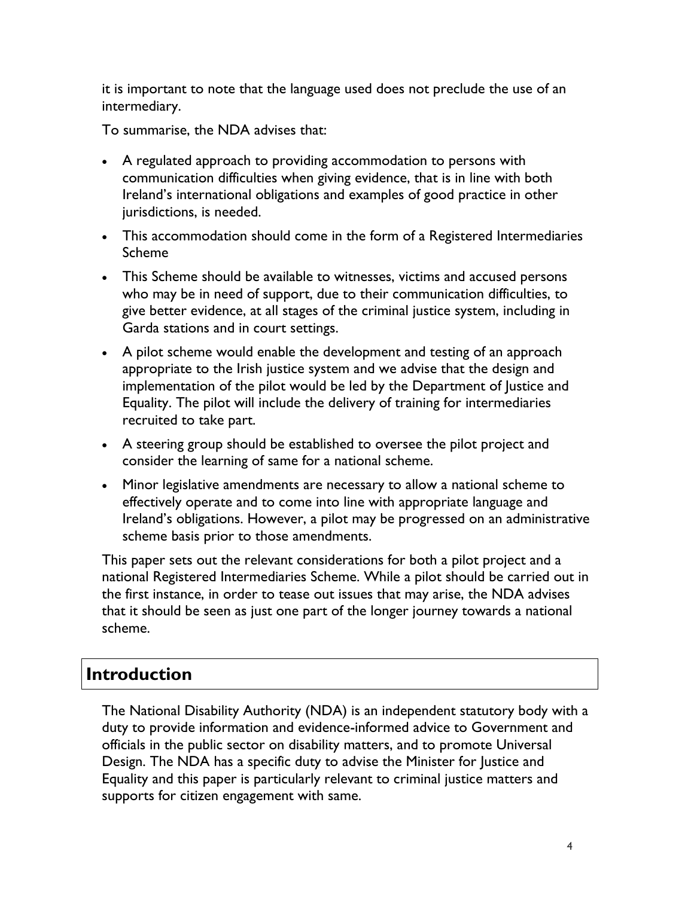it is important to note that the language used does not preclude the use of an intermediary.

To summarise, the NDA advises that:

- A regulated approach to providing accommodation to persons with communication difficulties when giving evidence, that is in line with both Ireland's international obligations and examples of good practice in other jurisdictions, is needed.
- This accommodation should come in the form of a Registered Intermediaries Scheme
- This Scheme should be available to witnesses, victims and accused persons who may be in need of support, due to their communication difficulties, to give better evidence, at all stages of the criminal justice system, including in Garda stations and in court settings.
- A pilot scheme would enable the development and testing of an approach appropriate to the Irish justice system and we advise that the design and implementation of the pilot would be led by the Department of Justice and Equality. The pilot will include the delivery of training for intermediaries recruited to take part.
- A steering group should be established to oversee the pilot project and consider the learning of same for a national scheme.
- Minor legislative amendments are necessary to allow a national scheme to effectively operate and to come into line with appropriate language and Ireland's obligations. However, a pilot may be progressed on an administrative scheme basis prior to those amendments.

This paper sets out the relevant considerations for both a pilot project and a national Registered Intermediaries Scheme. While a pilot should be carried out in the first instance, in order to tease out issues that may arise, the NDA advises that it should be seen as just one part of the longer journey towards a national scheme.

## Introduction

The National Disability Authority (NDA) is an independent statutory body with a duty to provide information and evidence-informed advice to Government and officials in the public sector on disability matters, and to promote Universal Design. The NDA has a specific duty to advise the Minister for Justice and Equality and this paper is particularly relevant to criminal justice matters and supports for citizen engagement with same.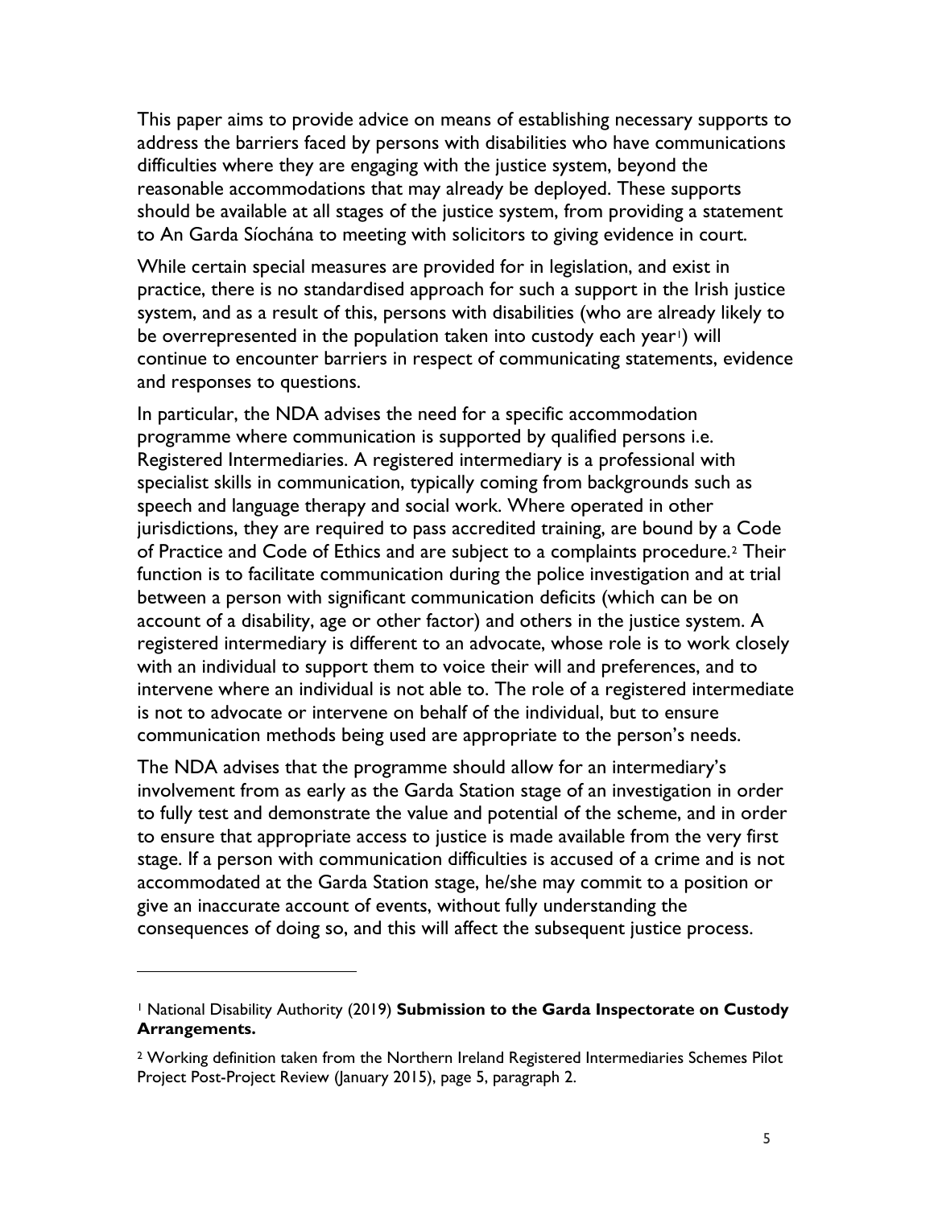This paper aims to provide advice on means of establishing necessary supports to address the barriers faced by persons with disabilities who have communications difficulties where they are engaging with the justice system, beyond the reasonable accommodations that may already be deployed. These supports should be available at all stages of the justice system, from providing a statement to An Garda Síochána to meeting with solicitors to giving evidence in court.

While certain special measures are provided for in legislation, and exist in practice, there is no standardised approach for such a support in the Irish justice system, and as a result of this, persons with disabilities (who are already likely to be overrepresented in the population taken into custody each year[1]) will continue to encounter barriers in respect of communicating statements, evidence and responses to questions.

In particular, the NDA advises the need for a specific accommodation programme where communication is supported by qualified persons i.e. Registered Intermediaries. A registered intermediary is a professional with specialist skills in communication, typically coming from backgrounds such as speech and language therapy and social work. Where operated in other jurisdictions, they are required to pass accredited training, are bound by a Code of Practice and Code of Ethics and are subject to a complaints procedure.[2] Their function is to facilitate communication during the police investigation and at trial between a person with significant communication deficits (which can be on account of a disability, age or other factor) and others in the justice system. A registered intermediary is different to an advocate, whose role is to work closely with an individual to support them to voice their will and preferences, and to intervene where an individual is not able to. The role of a registered intermediate is not to advocate or intervene on behalf of the individual, but to ensure communication methods being used are appropriate to the person's needs.

The NDA advises that the programme should allow for an intermediary's involvement from as early as the Garda Station stage of an investigation in order to fully test and demonstrate the value and potential of the scheme, and in order to ensure that appropriate access to justice is made available from the very first stage. If a person with communication difficulties is accused of a crime and is not accommodated at the Garda Station stage, he/she may commit to a position or give an inaccurate account of events, without fully understanding the consequences of doing so, and this will affect the subsequent justice process.

---

[1] National Disability Authority (2019) **Submission to the Garda Inspectorate on Custody Arrangements.**

[2] Working definition taken from the Northern Ireland Registered Intermediaries Schemes Pilot Project Post-Project Review (January 2015), page 5, paragraph 2.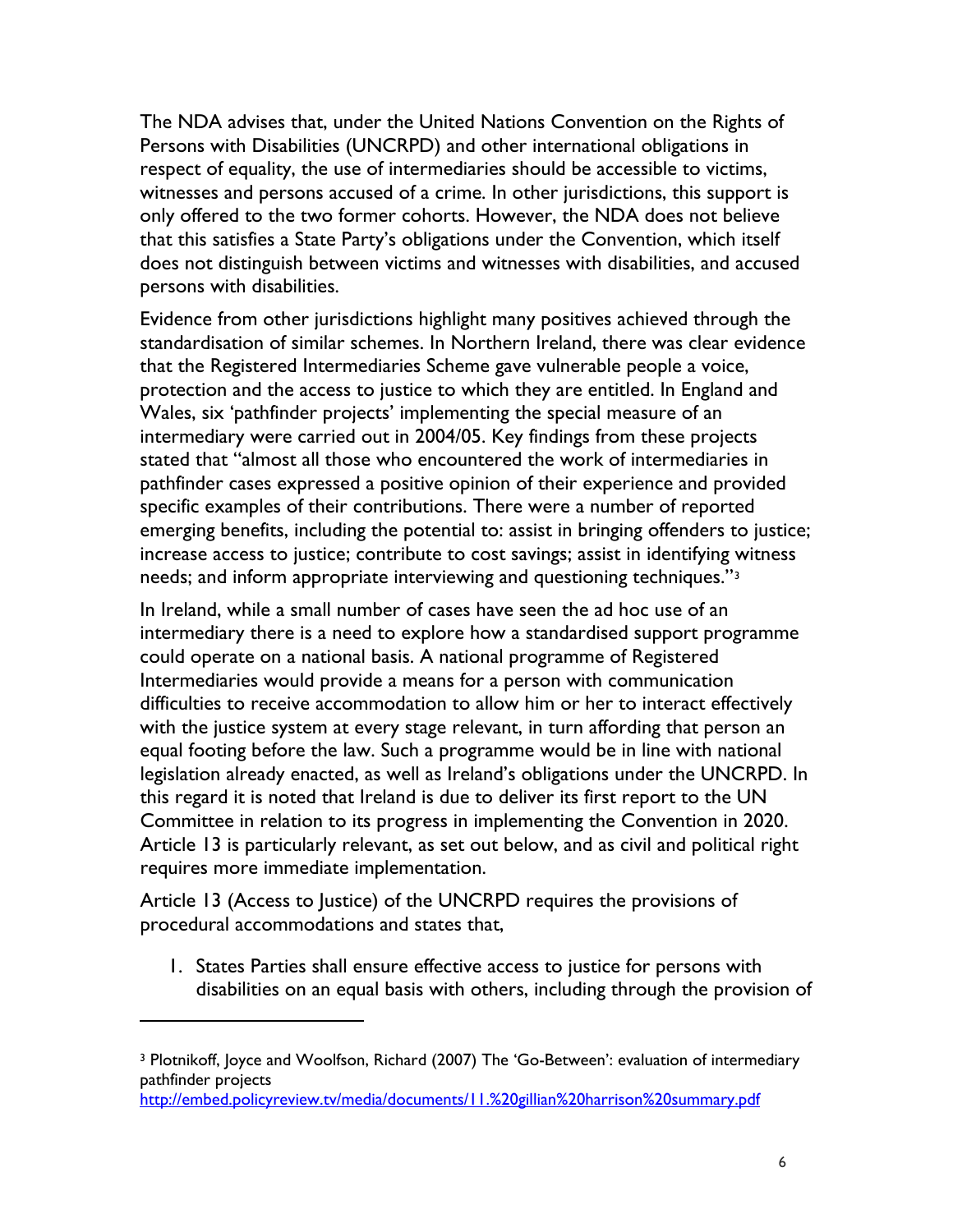The NDA advises that, under the United Nations Convention on the Rights of Persons with Disabilities (UNCRPD) and other international obligations in respect of equality, the use of intermediaries should be accessible to victims, witnesses and persons accused of a crime. In other jurisdictions, this support is only offered to the two former cohorts. However, the NDA does not believe that this satisfies a State Party's obligations under the Convention, which itself does not distinguish between victims and witnesses with disabilities, and accused persons with disabilities.

Evidence from other jurisdictions highlight many positives achieved through the standardisation of similar schemes. In Northern Ireland, there was clear evidence that the Registered Intermediaries Scheme gave vulnerable people a voice, protection and the access to justice to which they are entitled. In England and Wales, six 'pathfinder projects' implementing the special measure of an intermediary were carried out in 2004/05. Key findings from these projects stated that "almost all those who encountered the work of intermediaries in pathfinder cases expressed a positive opinion of their experience and provided specific examples of their contributions. There were a number of reported emerging benefits, including the potential to: assist in bringing offenders to justice; increase access to justice; contribute to cost savings; assist in identifying witness needs; and inform appropriate interviewing and questioning techniques."[3]

In Ireland, while a small number of cases have seen the ad hoc use of an intermediary there is a need to explore how a standardised support programme could operate on a national basis. A national programme of Registered Intermediaries would provide a means for a person with communication difficulties to receive accommodation to allow him or her to interact effectively with the justice system at every stage relevant, in turn affording that person an equal footing before the law. Such a programme would be in line with national legislation already enacted, as well as Ireland's obligations under the UNCRPD. In this regard it is noted that Ireland is due to deliver its first report to the UN Committee in relation to its progress in implementing the Convention in 2020. Article 13 is particularly relevant, as set out below, and as civil and political right requires more immediate implementation.

Article 13 (Access to Justice) of the UNCRPD requires the provisions of procedural accommodations and states that,

1. States Parties shall ensure effective access to justice for persons with disabilities on an equal basis with others, including through the provision of

---

[3] Plotnikoff, Joyce and Woolfson, Richard (2007) The 'Go-Between': evaluation of intermediary pathfinder projects
http://embed.policyreview.tv/media/documents/11.%20gillian%20harrison%20summary.pdf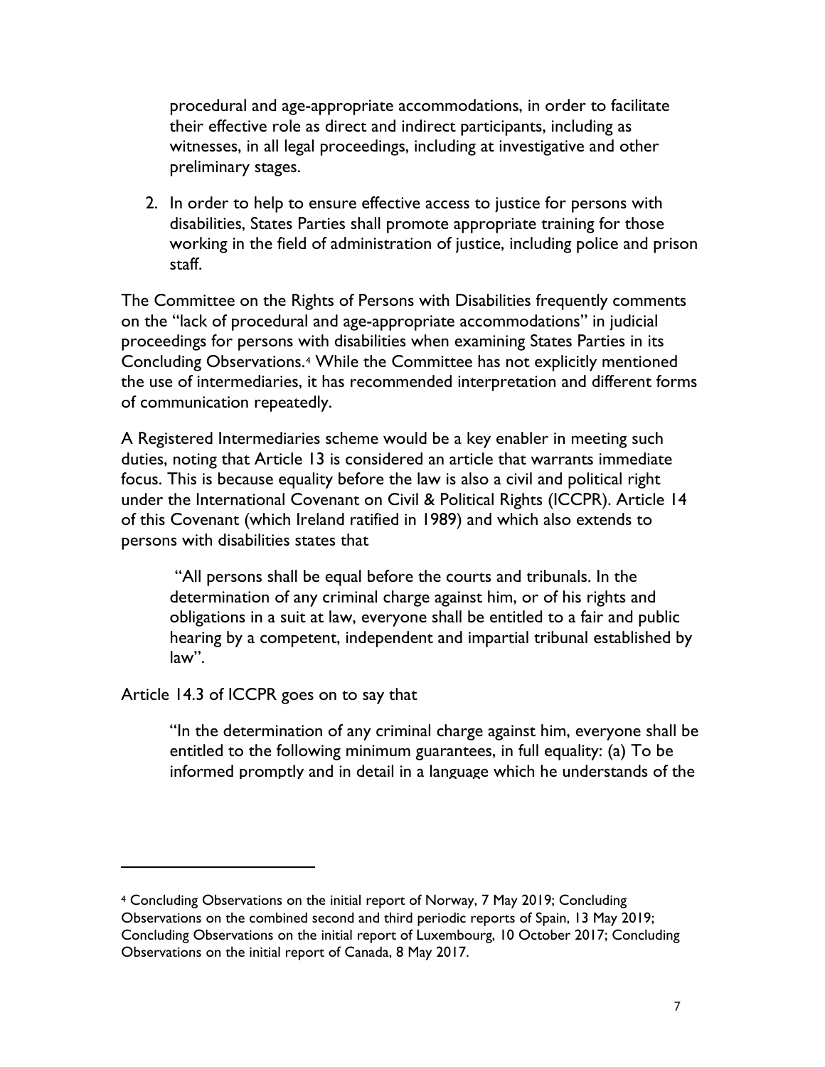procedural and age-appropriate accommodations, in order to facilitate their effective role as direct and indirect participants, including as witnesses, in all legal proceedings, including at investigative and other preliminary stages.

2. In order to help to ensure effective access to justice for persons with disabilities, States Parties shall promote appropriate training for those working in the field of administration of justice, including police and prison staff.

The Committee on the Rights of Persons with Disabilities frequently comments on the "lack of procedural and age-appropriate accommodations" in judicial proceedings for persons with disabilities when examining States Parties in its Concluding Observations.[4] While the Committee has not explicitly mentioned the use of intermediaries, it has recommended interpretation and different forms of communication repeatedly.

A Registered Intermediaries scheme would be a key enabler in meeting such duties, noting that Article 13 is considered an article that warrants immediate focus. This is because equality before the law is also a civil and political right under the International Covenant on Civil & Political Rights (ICCPR). Article 14 of this Covenant (which Ireland ratified in 1989) and which also extends to persons with disabilities states that

> "All persons shall be equal before the courts and tribunals. In the determination of any criminal charge against him, or of his rights and obligations in a suit at law, everyone shall be entitled to a fair and public hearing by a competent, independent and impartial tribunal established by law".

Article 14.3 of ICCPR goes on to say that

> "In the determination of any criminal charge against him, everyone shall be entitled to the following minimum guarantees, in full equality: (a) To be informed promptly and in detail in a language which he understands of the

---

[4] Concluding Observations on the initial report of Norway, 7 May 2019; Concluding Observations on the combined second and third periodic reports of Spain, 13 May 2019; Concluding Observations on the initial report of Luxembourg, 10 October 2017; Concluding Observations on the initial report of Canada, 8 May 2017.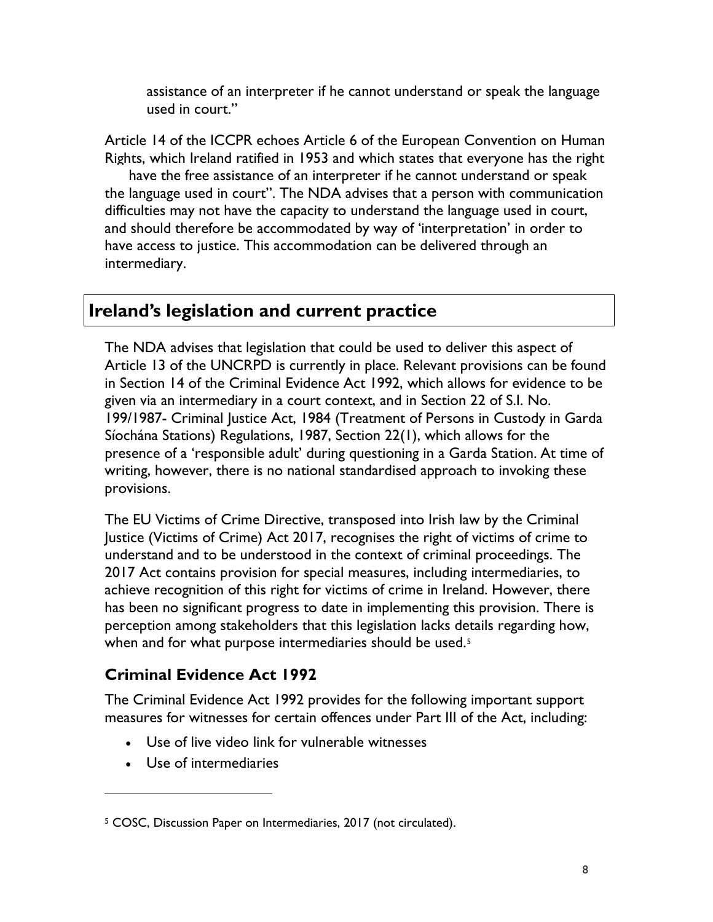assistance of an interpreter if he cannot understand or speak the language used in court."

Article 14 of the ICCPR echoes Article 6 of the European Convention on Human Rights, which Ireland ratified in 1953 and which states that everyone has the right have the free assistance of an interpreter if he cannot understand or speak the language used in court". The NDA advises that a person with communication difficulties may not have the capacity to understand the language used in court, and should therefore be accommodated by way of 'interpretation' in order to have access to justice. This accommodation can be delivered through an intermediary.

## Ireland's legislation and current practice

The NDA advises that legislation that could be used to deliver this aspect of Article 13 of the UNCRPD is currently in place. Relevant provisions can be found in Section 14 of the Criminal Evidence Act 1992, which allows for evidence to be given via an intermediary in a court context, and in Section 22 of S.I. No. 199/1987- Criminal Justice Act, 1984 (Treatment of Persons in Custody in Garda Síochána Stations) Regulations, 1987, Section 22(1), which allows for the presence of a 'responsible adult' during questioning in a Garda Station. At time of writing, however, there is no national standardised approach to invoking these provisions.

The EU Victims of Crime Directive, transposed into Irish law by the Criminal Justice (Victims of Crime) Act 2017, recognises the right of victims of crime to understand and to be understood in the context of criminal proceedings. The 2017 Act contains provision for special measures, including intermediaries, to achieve recognition of this right for victims of crime in Ireland. However, there has been no significant progress to date in implementing this provision. There is perception among stakeholders that this legislation lacks details regarding how, when and for what purpose intermediaries should be used.[5]

### Criminal Evidence Act 1992

The Criminal Evidence Act 1992 provides for the following important support measures for witnesses for certain offences under Part III of the Act, including:

- Use of live video link for vulnerable witnesses
- Use of intermediaries

[5] COSC, Discussion Paper on Intermediaries, 2017 (not circulated).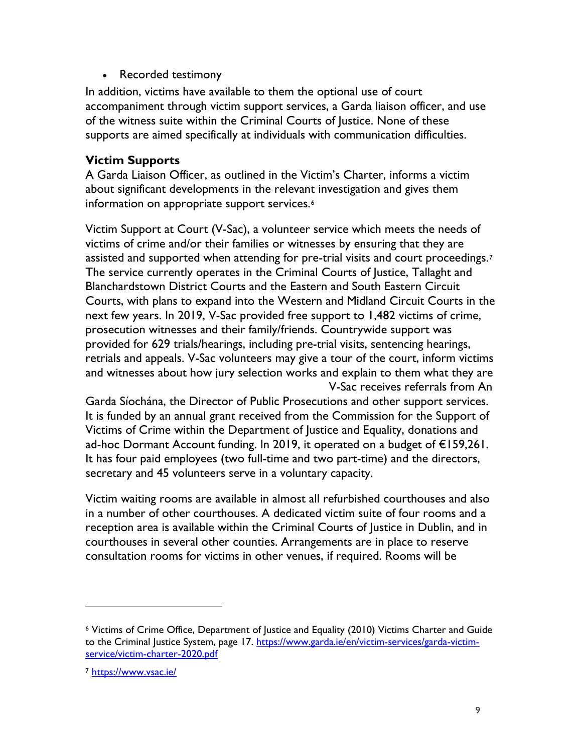- Recorded testimony

In addition, victims have available to them the optional use of court accompaniment through victim support services, a Garda liaison officer, and use of the witness suite within the Criminal Courts of Justice. None of these supports are aimed specifically at individuals with communication difficulties.

## Victim Supports

A Garda Liaison Officer, as outlined in the Victim's Charter, informs a victim about significant developments in the relevant investigation and gives them information on appropriate support services.[6]

Victim Support at Court (V-Sac), a volunteer service which meets the needs of victims of crime and/or their families or witnesses by ensuring that they are assisted and supported when attending for pre-trial visits and court proceedings.[7] The service currently operates in the Criminal Courts of Justice, Tallaght and Blanchardstown District Courts and the Eastern and South Eastern Circuit Courts, with plans to expand into the Western and Midland Circuit Courts in the next few years. In 2019, V-Sac provided free support to 1,482 victims of crime, prosecution witnesses and their family/friends. Countrywide support was provided for 629 trials/hearings, including pre-trial visits, sentencing hearings, retrials and appeals. V-Sac volunteers may give a tour of the court, inform victims and witnesses about how jury selection works and explain to them what they are V-Sac receives referrals from An Garda Síochána, the Director of Public Prosecutions and other support services. It is funded by an annual grant received from the Commission for the Support of Victims of Crime within the Department of Justice and Equality, donations and ad-hoc Dormant Account funding. In 2019, it operated on a budget of €159,261. It has four paid employees (two full-time and two part-time) and the directors, secretary and 45 volunteers serve in a voluntary capacity.

Victim waiting rooms are available in almost all refurbished courthouses and also in a number of other courthouses. A dedicated victim suite of four rooms and a reception area is available within the Criminal Courts of Justice in Dublin, and in courthouses in several other counties. Arrangements are in place to reserve consultation rooms for victims in other venues, if required. Rooms will be

---

[6] Victims of Crime Office, Department of Justice and Equality (2010) Victims Charter and Guide to the Criminal Justice System, page 17. https://www.garda.ie/en/victim-services/garda-victim-service/victim-charter-2020.pdf

[7] https://www.vsac.ie/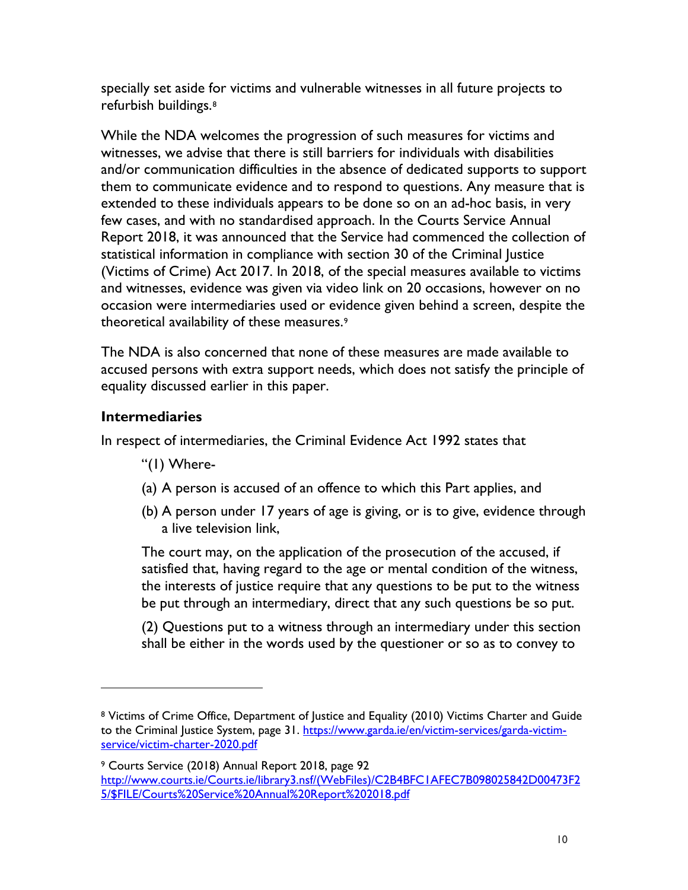specially set aside for victims and vulnerable witnesses in all future projects to refurbish buildings.[8]

While the NDA welcomes the progression of such measures for victims and witnesses, we advise that there is still barriers for individuals with disabilities and/or communication difficulties in the absence of dedicated supports to support them to communicate evidence and to respond to questions. Any measure that is extended to these individuals appears to be done so on an ad-hoc basis, in very few cases, and with no standardised approach. In the Courts Service Annual Report 2018, it was announced that the Service had commenced the collection of statistical information in compliance with section 30 of the Criminal Justice (Victims of Crime) Act 2017. In 2018, of the special measures available to victims and witnesses, evidence was given via video link on 20 occasions, however on no occasion were intermediaries used or evidence given behind a screen, despite the theoretical availability of these measures.[9]

The NDA is also concerned that none of these measures are made available to accused persons with extra support needs, which does not satisfy the principle of equality discussed earlier in this paper.

### Intermediaries

In respect of intermediaries, the Criminal Evidence Act 1992 states that

> "(1) Where-
>
> (a) A person is accused of an offence to which this Part applies, and
>
> (b) A person under 17 years of age is giving, or is to give, evidence through a live television link,
>
> The court may, on the application of the prosecution of the accused, if satisfied that, having regard to the age or mental condition of the witness, the interests of justice require that any questions to be put to the witness be put through an intermediary, direct that any such questions be so put.
>
> (2) Questions put to a witness through an intermediary under this section shall be either in the words used by the questioner or so as to convey to

---

[8] Victims of Crime Office, Department of Justice and Equality (2010) Victims Charter and Guide to the Criminal Justice System, page 31. https://www.garda.ie/en/victim-services/garda-victim-service/victim-charter-2020.pdf

[9] Courts Service (2018) Annual Report 2018, page 92 http://www.courts.ie/Courts.ie/library3.nsf/(WebFiles)/C2B4BFC1AFEC7B098025842D00473F25/$FILE/Courts%20Service%20Annual%20Report%202018.pdf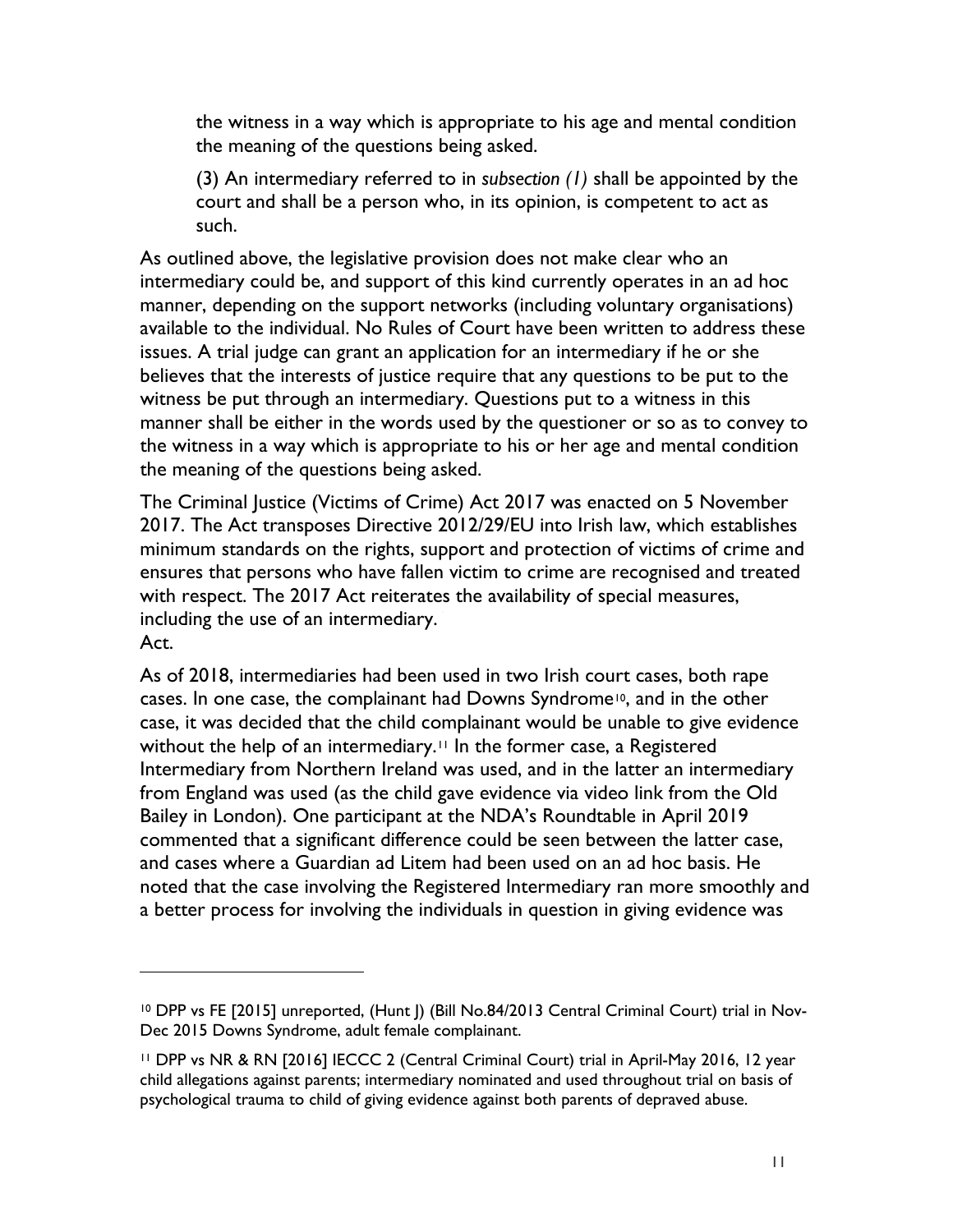> the witness in a way which is appropriate to his age and mental condition the meaning of the questions being asked.
>
> (3) An intermediary referred to in *subsection (1)* shall be appointed by the court and shall be a person who, in its opinion, is competent to act as such.

As outlined above, the legislative provision does not make clear who an intermediary could be, and support of this kind currently operates in an ad hoc manner, depending on the support networks (including voluntary organisations) available to the individual. No Rules of Court have been written to address these issues. A trial judge can grant an application for an intermediary if he or she believes that the interests of justice require that any questions to be put to the witness be put through an intermediary. Questions put to a witness in this manner shall be either in the words used by the questioner or so as to convey to the witness in a way which is appropriate to his or her age and mental condition the meaning of the questions being asked.

The Criminal Justice (Victims of Crime) Act 2017 was enacted on 5 November 2017. The Act transposes Directive 2012/29/EU into Irish law, which establishes minimum standards on the rights, support and protection of victims of crime and ensures that persons who have fallen victim to crime are recognised and treated with respect. The 2017 Act reiterates the availability of special measures, including the use of an intermediary.
Act.

As of 2018, intermediaries had been used in two Irish court cases, both rape cases. In one case, the complainant had Downs Syndrome[10], and in the other case, it was decided that the child complainant would be unable to give evidence without the help of an intermediary.[11] In the former case, a Registered Intermediary from Northern Ireland was used, and in the latter an intermediary from England was used (as the child gave evidence via video link from the Old Bailey in London). One participant at the NDA's Roundtable in April 2019 commented that a significant difference could be seen between the latter case, and cases where a Guardian ad Litem had been used on an ad hoc basis. He noted that the case involving the Registered Intermediary ran more smoothly and a better process for involving the individuals in question in giving evidence was

---

[10] DPP vs FE [2015] unreported, (Hunt J) (Bill No.84/2013 Central Criminal Court) trial in Nov-Dec 2015 Downs Syndrome, adult female complainant.

[11] DPP vs NR & RN [2016] IECCC 2 (Central Criminal Court) trial in April-May 2016, 12 year child allegations against parents; intermediary nominated and used throughout trial on basis of psychological trauma to child of giving evidence against both parents of depraved abuse.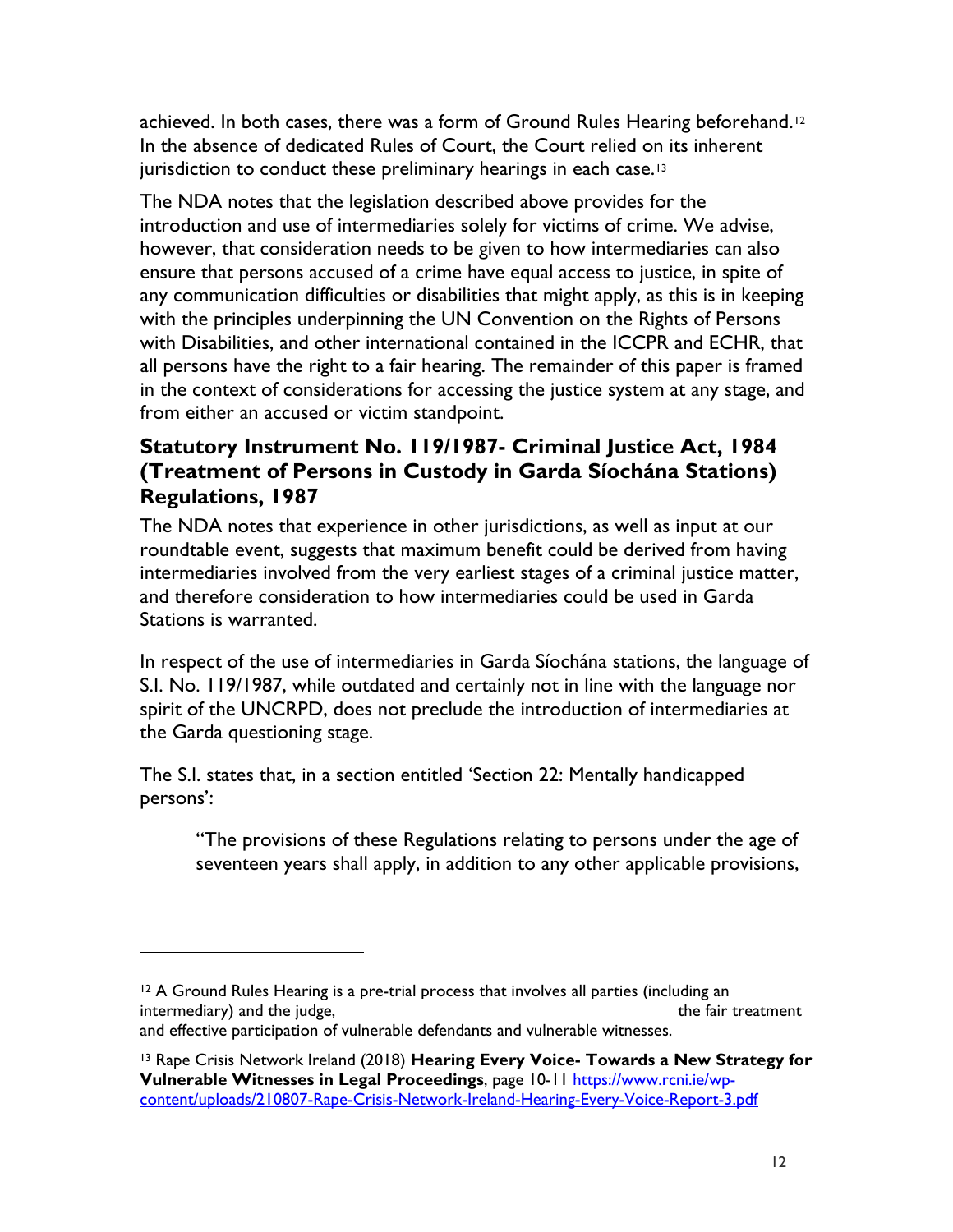achieved. In both cases, there was a form of Ground Rules Hearing beforehand.[12] In the absence of dedicated Rules of Court, the Court relied on its inherent jurisdiction to conduct these preliminary hearings in each case.[13]

The NDA notes that the legislation described above provides for the introduction and use of intermediaries solely for victims of crime. We advise, however, that consideration needs to be given to how intermediaries can also ensure that persons accused of a crime have equal access to justice, in spite of any communication difficulties or disabilities that might apply, as this is in keeping with the principles underpinning the UN Convention on the Rights of Persons with Disabilities, and other international contained in the ICCPR and ECHR, that all persons have the right to a fair hearing. The remainder of this paper is framed in the context of considerations for accessing the justice system at any stage, and from either an accused or victim standpoint.

## Statutory Instrument No. 119/1987- Criminal Justice Act, 1984 (Treatment of Persons in Custody in Garda Síochána Stations) Regulations, 1987

The NDA notes that experience in other jurisdictions, as well as input at our roundtable event, suggests that maximum benefit could be derived from having intermediaries involved from the very earliest stages of a criminal justice matter, and therefore consideration to how intermediaries could be used in Garda Stations is warranted.

In respect of the use of intermediaries in Garda Síochána stations, the language of S.I. No. 119/1987, while outdated and certainly not in line with the language nor spirit of the UNCRPD, does not preclude the introduction of intermediaries at the Garda questioning stage.

The S.I. states that, in a section entitled 'Section 22: Mentally handicapped persons':

> "The provisions of these Regulations relating to persons under the age of seventeen years shall apply, in addition to any other applicable provisions,

---

[12] A Ground Rules Hearing is a pre-trial process that involves all parties (including an intermediary) and the judge, the fair treatment and effective participation of vulnerable defendants and vulnerable witnesses.

[13] Rape Crisis Network Ireland (2018) **Hearing Every Voice- Towards a New Strategy for Vulnerable Witnesses in Legal Proceedings**, page 10-11 https://www.rcni.ie/wp-content/uploads/210807-Rape-Crisis-Network-Ireland-Hearing-Every-Voice-Report-3.pdf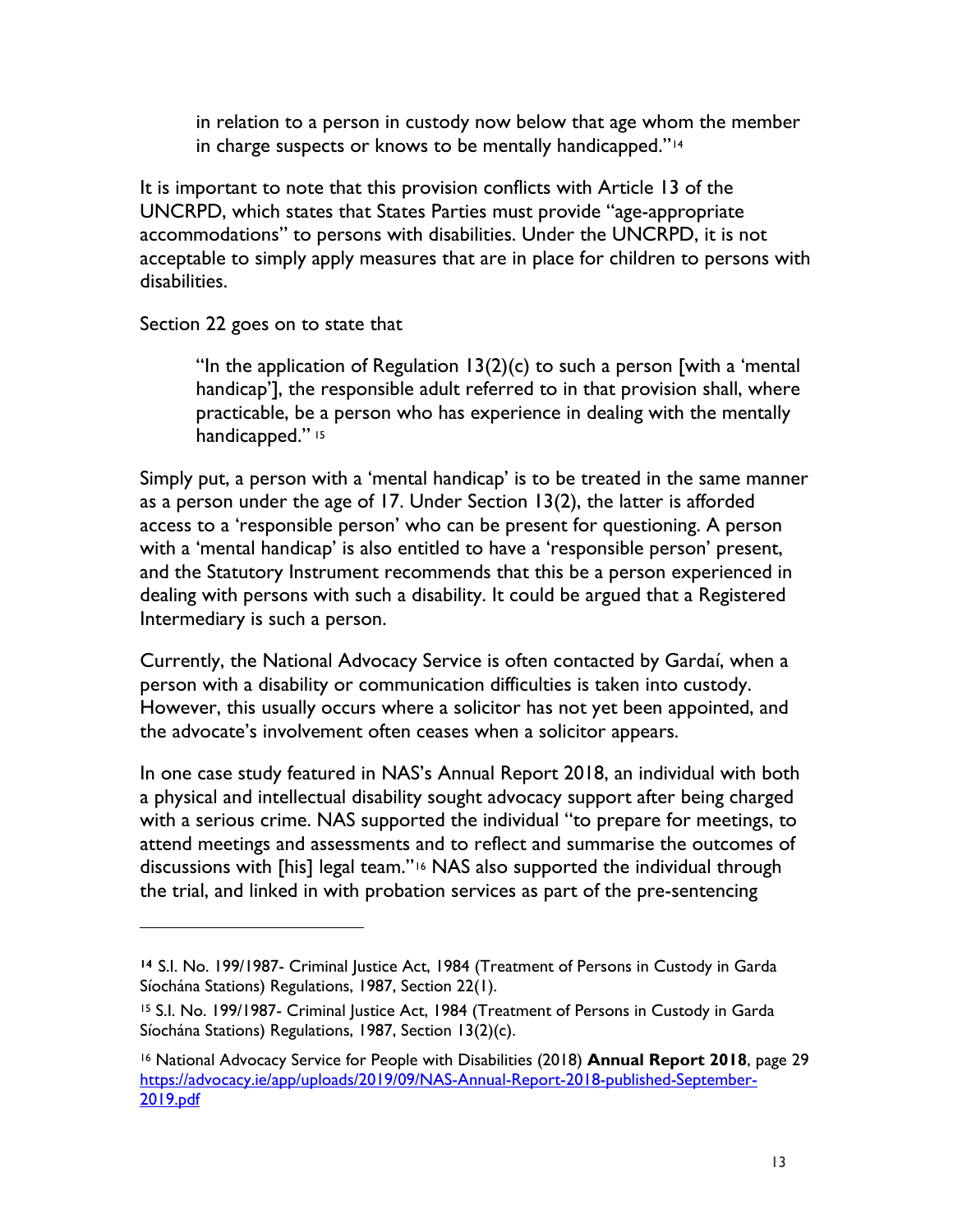> in relation to a person in custody now below that age whom the member in charge suspects or knows to be mentally handicapped."[14]

It is important to note that this provision conflicts with Article 13 of the UNCRPD, which states that States Parties must provide "age-appropriate accommodations" to persons with disabilities. Under the UNCRPD, it is not acceptable to simply apply measures that are in place for children to persons with disabilities.

Section 22 goes on to state that

> "In the application of Regulation 13(2)(c) to such a person [with a 'mental handicap'], the responsible adult referred to in that provision shall, where practicable, be a person who has experience in dealing with the mentally handicapped." [15]

Simply put, a person with a 'mental handicap' is to be treated in the same manner as a person under the age of 17. Under Section 13(2), the latter is afforded access to a 'responsible person' who can be present for questioning. A person with a 'mental handicap' is also entitled to have a 'responsible person' present, and the Statutory Instrument recommends that this be a person experienced in dealing with persons with such a disability. It could be argued that a Registered Intermediary is such a person.

Currently, the National Advocacy Service is often contacted by Gardaí, when a person with a disability or communication difficulties is taken into custody. However, this usually occurs where a solicitor has not yet been appointed, and the advocate's involvement often ceases when a solicitor appears.

In one case study featured in NAS's Annual Report 2018, an individual with both a physical and intellectual disability sought advocacy support after being charged with a serious crime. NAS supported the individual "to prepare for meetings, to attend meetings and assessments and to reflect and summarise the outcomes of discussions with [his] legal team."[16] NAS also supported the individual through the trial, and linked in with probation services as part of the pre-sentencing

---

[14] S.I. No. 199/1987- Criminal Justice Act, 1984 (Treatment of Persons in Custody in Garda Síochána Stations) Regulations, 1987, Section 22(1).

[15] S.I. No. 199/1987- Criminal Justice Act, 1984 (Treatment of Persons in Custody in Garda Síochána Stations) Regulations, 1987, Section 13(2)(c).

[16] National Advocacy Service for People with Disabilities (2018) **Annual Report 2018**, page 29 https://advocacy.ie/app/uploads/2019/09/NAS-Annual-Report-2018-published-September-2019.pdf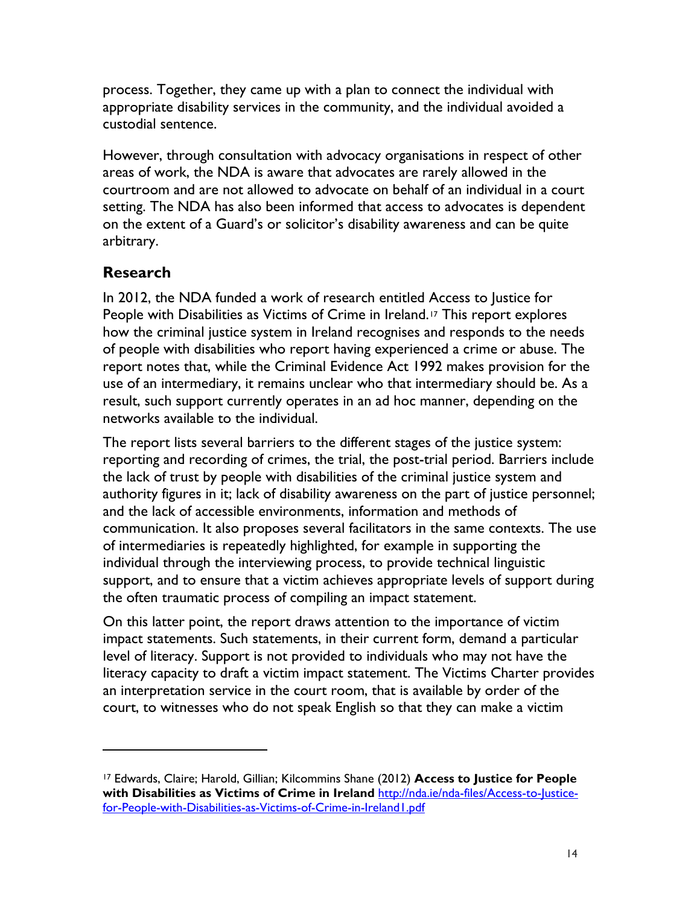process. Together, they came up with a plan to connect the individual with appropriate disability services in the community, and the individual avoided a custodial sentence.

However, through consultation with advocacy organisations in respect of other areas of work, the NDA is aware that advocates are rarely allowed in the courtroom and are not allowed to advocate on behalf of an individual in a court setting. The NDA has also been informed that access to advocates is dependent on the extent of a Guard's or solicitor's disability awareness and can be quite arbitrary.

## Research

In 2012, the NDA funded a work of research entitled Access to Justice for People with Disabilities as Victims of Crime in Ireland.[17] This report explores how the criminal justice system in Ireland recognises and responds to the needs of people with disabilities who report having experienced a crime or abuse. The report notes that, while the Criminal Evidence Act 1992 makes provision for the use of an intermediary, it remains unclear who that intermediary should be. As a result, such support currently operates in an ad hoc manner, depending on the networks available to the individual.

The report lists several barriers to the different stages of the justice system: reporting and recording of crimes, the trial, the post-trial period. Barriers include the lack of trust by people with disabilities of the criminal justice system and authority figures in it; lack of disability awareness on the part of justice personnel; and the lack of accessible environments, information and methods of communication. It also proposes several facilitators in the same contexts. The use of intermediaries is repeatedly highlighted, for example in supporting the individual through the interviewing process, to provide technical linguistic support, and to ensure that a victim achieves appropriate levels of support during the often traumatic process of compiling an impact statement.

On this latter point, the report draws attention to the importance of victim impact statements. Such statements, in their current form, demand a particular level of literacy. Support is not provided to individuals who may not have the literacy capacity to draft a victim impact statement. The Victims Charter provides an interpretation service in the court room, that is available by order of the court, to witnesses who do not speak English so that they can make a victim

---

[17] Edwards, Claire; Harold, Gillian; Kilcommins Shane (2012) **Access to Justice for People with Disabilities as Victims of Crime in Ireland** http://nda.ie/nda-files/Access-to-Justice-for-People-with-Disabilities-as-Victims-of-Crime-in-Ireland1.pdf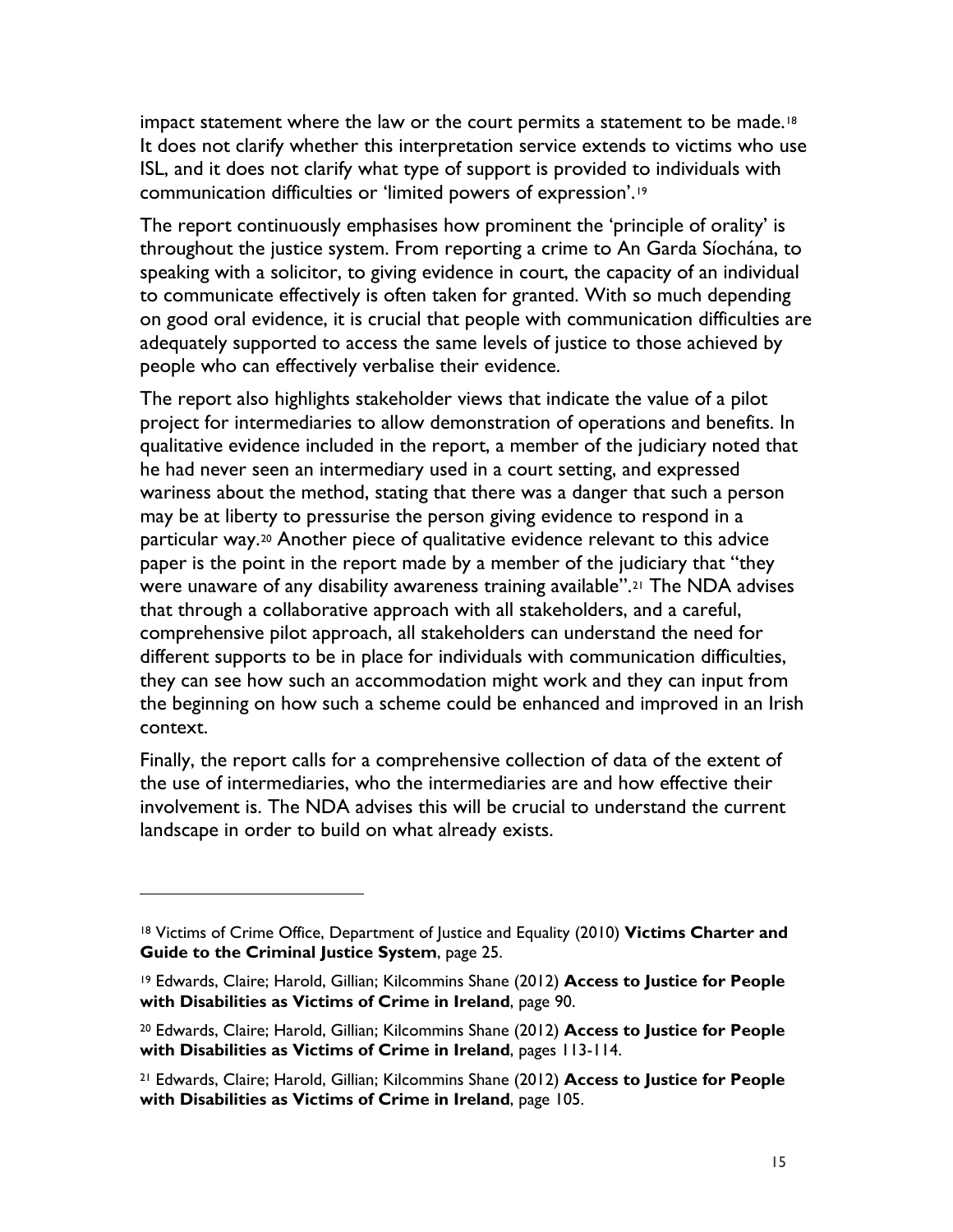impact statement where the law or the court permits a statement to be made.[18] It does not clarify whether this interpretation service extends to victims who use ISL, and it does not clarify what type of support is provided to individuals with communication difficulties or 'limited powers of expression'.[19]

The report continuously emphasises how prominent the 'principle of orality' is throughout the justice system. From reporting a crime to An Garda Síochána, to speaking with a solicitor, to giving evidence in court, the capacity of an individual to communicate effectively is often taken for granted. With so much depending on good oral evidence, it is crucial that people with communication difficulties are adequately supported to access the same levels of justice to those achieved by people who can effectively verbalise their evidence.

The report also highlights stakeholder views that indicate the value of a pilot project for intermediaries to allow demonstration of operations and benefits. In qualitative evidence included in the report, a member of the judiciary noted that he had never seen an intermediary used in a court setting, and expressed wariness about the method, stating that there was a danger that such a person may be at liberty to pressurise the person giving evidence to respond in a particular way.[20] Another piece of qualitative evidence relevant to this advice paper is the point in the report made by a member of the judiciary that "they were unaware of any disability awareness training available".[21] The NDA advises that through a collaborative approach with all stakeholders, and a careful, comprehensive pilot approach, all stakeholders can understand the need for different supports to be in place for individuals with communication difficulties, they can see how such an accommodation might work and they can input from the beginning on how such a scheme could be enhanced and improved in an Irish context.

Finally, the report calls for a comprehensive collection of data of the extent of the use of intermediaries, who the intermediaries are and how effective their involvement is. The NDA advises this will be crucial to understand the current landscape in order to build on what already exists.

---

[18] Victims of Crime Office, Department of Justice and Equality (2010) **Victims Charter and Guide to the Criminal Justice System**, page 25.

[19] Edwards, Claire; Harold, Gillian; Kilcommins Shane (2012) **Access to Justice for People with Disabilities as Victims of Crime in Ireland**, page 90.

[20] Edwards, Claire; Harold, Gillian; Kilcommins Shane (2012) **Access to Justice for People with Disabilities as Victims of Crime in Ireland**, pages 113-114.

[21] Edwards, Claire; Harold, Gillian; Kilcommins Shane (2012) **Access to Justice for People with Disabilities as Victims of Crime in Ireland**, page 105.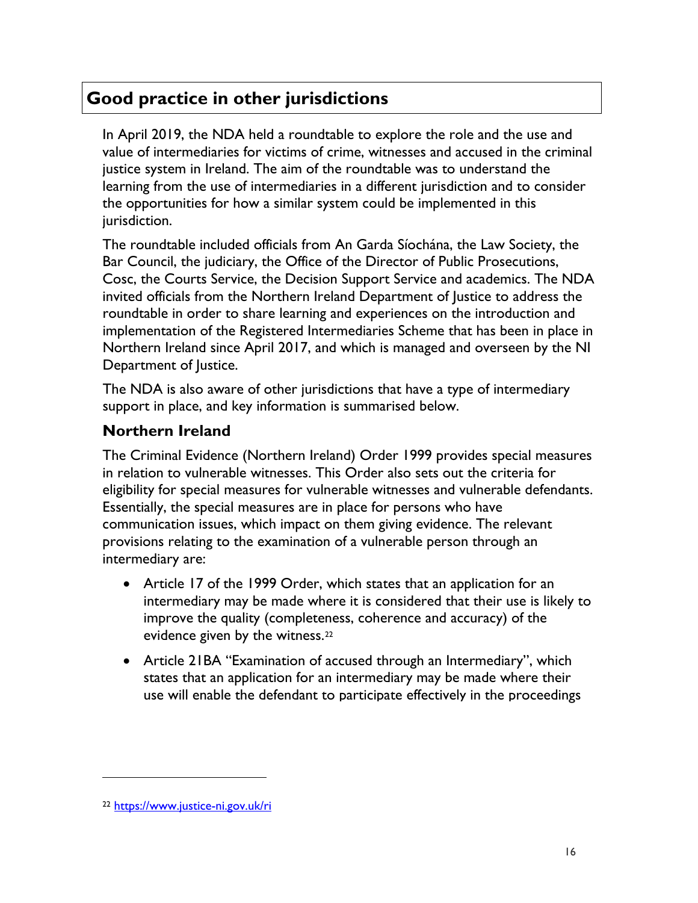## Good practice in other jurisdictions

In April 2019, the NDA held a roundtable to explore the role and the use and value of intermediaries for victims of crime, witnesses and accused in the criminal justice system in Ireland. The aim of the roundtable was to understand the learning from the use of intermediaries in a different jurisdiction and to consider the opportunities for how a similar system could be implemented in this jurisdiction.

The roundtable included officials from An Garda Síochána, the Law Society, the Bar Council, the judiciary, the Office of the Director of Public Prosecutions, Cosc, the Courts Service, the Decision Support Service and academics. The NDA invited officials from the Northern Ireland Department of Justice to address the roundtable in order to share learning and experiences on the introduction and implementation of the Registered Intermediaries Scheme that has been in place in Northern Ireland since April 2017, and which is managed and overseen by the NI Department of Justice.

The NDA is also aware of other jurisdictions that have a type of intermediary support in place, and key information is summarised below.

### Northern Ireland

The Criminal Evidence (Northern Ireland) Order 1999 provides special measures in relation to vulnerable witnesses. This Order also sets out the criteria for eligibility for special measures for vulnerable witnesses and vulnerable defendants. Essentially, the special measures are in place for persons who have communication issues, which impact on them giving evidence. The relevant provisions relating to the examination of a vulnerable person through an intermediary are:

- Article 17 of the 1999 Order, which states that an application for an intermediary may be made where it is considered that their use is likely to improve the quality (completeness, coherence and accuracy) of the evidence given by the witness.[22]
- Article 21BA "Examination of accused through an Intermediary", which states that an application for an intermediary may be made where their use will enable the defendant to participate effectively in the proceedings

[22] https://www.justice-ni.gov.uk/ri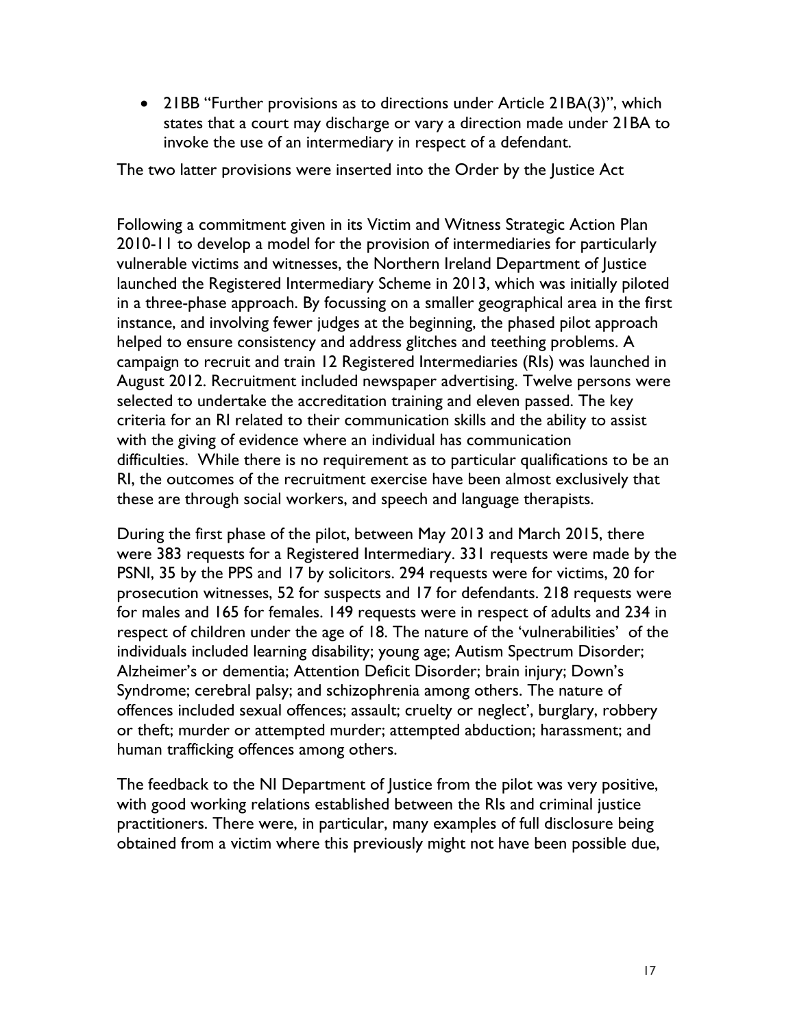- 21BB "Further provisions as to directions under Article 21BA(3)", which states that a court may discharge or vary a direction made under 21BA to invoke the use of an intermediary in respect of a defendant.

The two latter provisions were inserted into the Order by the Justice Act

Following a commitment given in its Victim and Witness Strategic Action Plan 2010-11 to develop a model for the provision of intermediaries for particularly vulnerable victims and witnesses, the Northern Ireland Department of Justice launched the Registered Intermediary Scheme in 2013, which was initially piloted in a three-phase approach. By focussing on a smaller geographical area in the first instance, and involving fewer judges at the beginning, the phased pilot approach helped to ensure consistency and address glitches and teething problems. A campaign to recruit and train 12 Registered Intermediaries (RIs) was launched in August 2012. Recruitment included newspaper advertising. Twelve persons were selected to undertake the accreditation training and eleven passed. The key criteria for an RI related to their communication skills and the ability to assist with the giving of evidence where an individual has communication difficulties. While there is no requirement as to particular qualifications to be an RI, the outcomes of the recruitment exercise have been almost exclusively that these are through social workers, and speech and language therapists.

During the first phase of the pilot, between May 2013 and March 2015, there were 383 requests for a Registered Intermediary. 331 requests were made by the PSNI, 35 by the PPS and 17 by solicitors. 294 requests were for victims, 20 for prosecution witnesses, 52 for suspects and 17 for defendants. 218 requests were for males and 165 for females. 149 requests were in respect of adults and 234 in respect of children under the age of 18. The nature of the 'vulnerabilities' of the individuals included learning disability; young age; Autism Spectrum Disorder; Alzheimer's or dementia; Attention Deficit Disorder; brain injury; Down's Syndrome; cerebral palsy; and schizophrenia among others. The nature of offences included sexual offences; assault; cruelty or neglect', burglary, robbery or theft; murder or attempted murder; attempted abduction; harassment; and human trafficking offences among others.

The feedback to the NI Department of Justice from the pilot was very positive, with good working relations established between the RIs and criminal justice practitioners. There were, in particular, many examples of full disclosure being obtained from a victim where this previously might not have been possible due,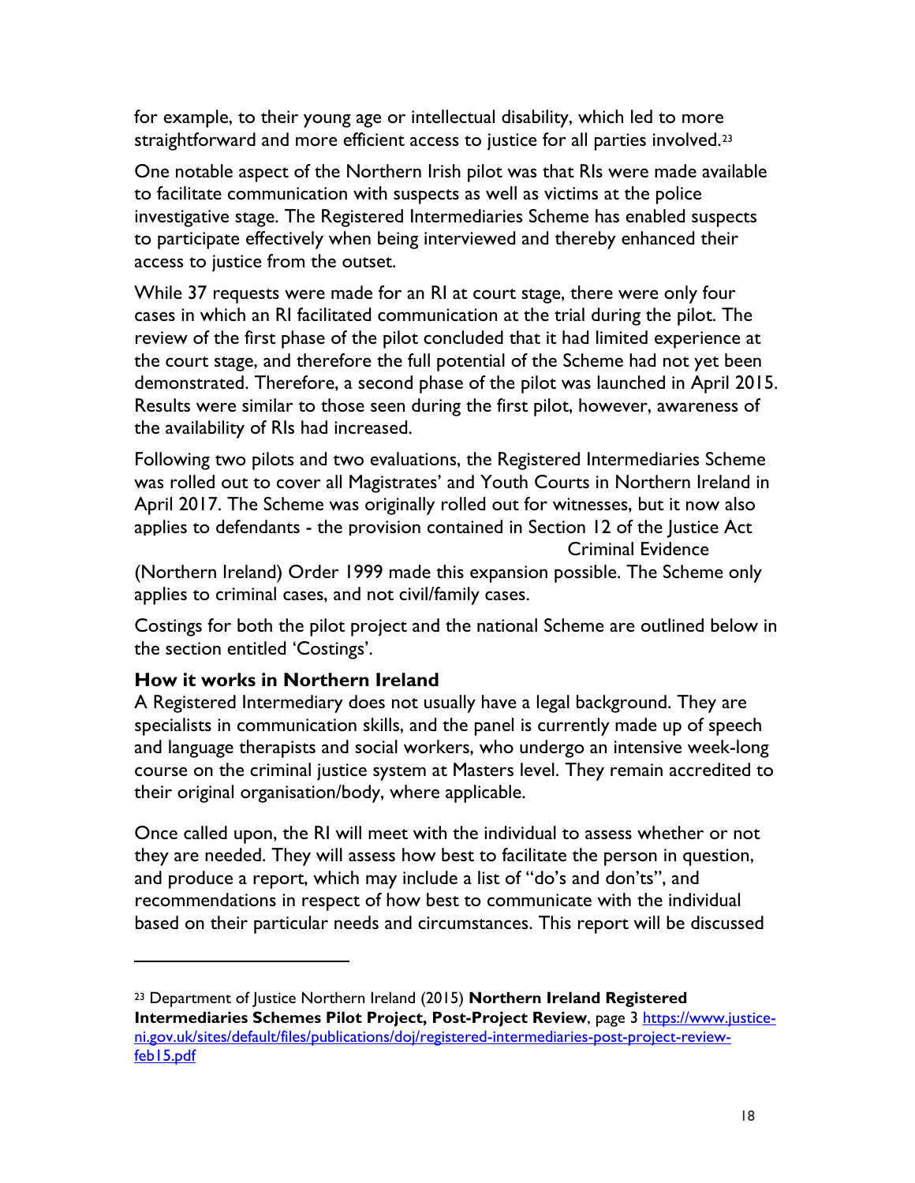for example, to their young age or intellectual disability, which led to more straightforward and more efficient access to justice for all parties involved.[23]

One notable aspect of the Northern Irish pilot was that RIs were made available to facilitate communication with suspects as well as victims at the police investigative stage. The Registered Intermediaries Scheme has enabled suspects to participate effectively when being interviewed and thereby enhanced their access to justice from the outset.

While 37 requests were made for an RI at court stage, there were only four cases in which an RI facilitated communication at the trial during the pilot. The review of the first phase of the pilot concluded that it had limited experience at the court stage, and therefore the full potential of the Scheme had not yet been demonstrated. Therefore, a second phase of the pilot was launched in April 2015. Results were similar to those seen during the first pilot, however, awareness of the availability of RIs had increased.

Following two pilots and two evaluations, the Registered Intermediaries Scheme was rolled out to cover all Magistrates' and Youth Courts in Northern Ireland in April 2017. The Scheme was originally rolled out for witnesses, but it now also applies to defendants - the provision contained in Section 12 of the Justice Act Criminal Evidence (Northern Ireland) Order 1999 made this expansion possible. The Scheme only applies to criminal cases, and not civil/family cases.

Costings for both the pilot project and the national Scheme are outlined below in the section entitled 'Costings'.

### How it works in Northern Ireland

A Registered Intermediary does not usually have a legal background. They are specialists in communication skills, and the panel is currently made up of speech and language therapists and social workers, who undergo an intensive week-long course on the criminal justice system at Masters level. They remain accredited to their original organisation/body, where applicable.

Once called upon, the RI will meet with the individual to assess whether or not they are needed. They will assess how best to facilitate the person in question, and produce a report, which may include a list of "do's and don'ts", and recommendations in respect of how best to communicate with the individual based on their particular needs and circumstances. This report will be discussed

---

[23] Department of Justice Northern Ireland (2015) **Northern Ireland Registered Intermediaries Schemes Pilot Project, Post-Project Review**, page 3 https://www.justice-ni.gov.uk/sites/default/files/publications/doj/registered-intermediaries-post-project-review-feb15.pdf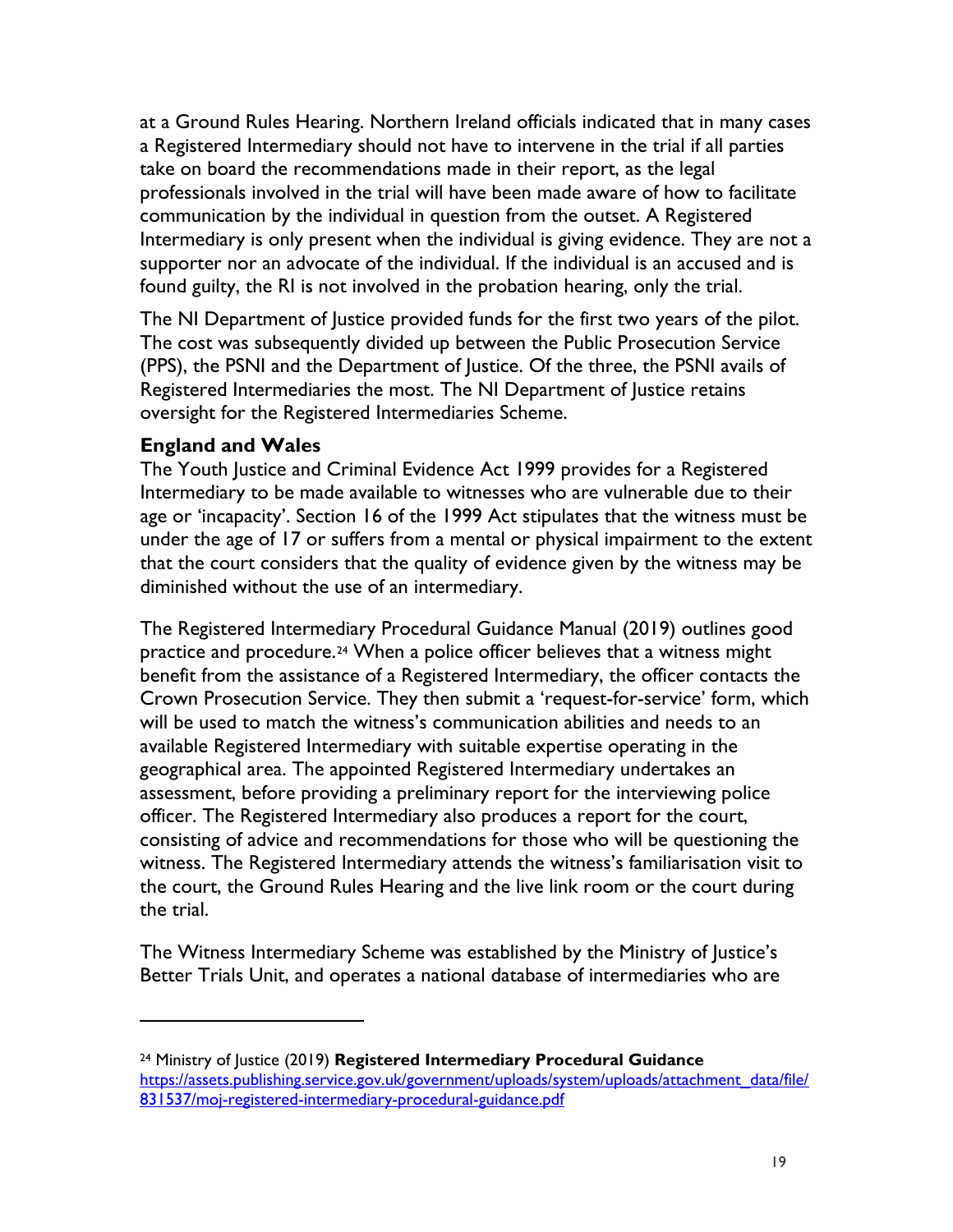at a Ground Rules Hearing. Northern Ireland officials indicated that in many cases a Registered Intermediary should not have to intervene in the trial if all parties take on board the recommendations made in their report, as the legal professionals involved in the trial will have been made aware of how to facilitate communication by the individual in question from the outset. A Registered Intermediary is only present when the individual is giving evidence. They are not a supporter nor an advocate of the individual. If the individual is an accused and is found guilty, the RI is not involved in the probation hearing, only the trial.

The NI Department of Justice provided funds for the first two years of the pilot. The cost was subsequently divided up between the Public Prosecution Service (PPS), the PSNI and the Department of Justice. Of the three, the PSNI avails of Registered Intermediaries the most. The NI Department of Justice retains oversight for the Registered Intermediaries Scheme.

**England and Wales**

The Youth Justice and Criminal Evidence Act 1999 provides for a Registered Intermediary to be made available to witnesses who are vulnerable due to their age or 'incapacity'. Section 16 of the 1999 Act stipulates that the witness must be under the age of 17 or suffers from a mental or physical impairment to the extent that the court considers that the quality of evidence given by the witness may be diminished without the use of an intermediary.

The Registered Intermediary Procedural Guidance Manual (2019) outlines good practice and procedure.[24] When a police officer believes that a witness might benefit from the assistance of a Registered Intermediary, the officer contacts the Crown Prosecution Service. They then submit a 'request-for-service' form, which will be used to match the witness's communication abilities and needs to an available Registered Intermediary with suitable expertise operating in the geographical area. The appointed Registered Intermediary undertakes an assessment, before providing a preliminary report for the interviewing police officer. The Registered Intermediary also produces a report for the court, consisting of advice and recommendations for those who will be questioning the witness. The Registered Intermediary attends the witness's familiarisation visit to the court, the Ground Rules Hearing and the live link room or the court during the trial.

The Witness Intermediary Scheme was established by the Ministry of Justice's Better Trials Unit, and operates a national database of intermediaries who are

---

[24] Ministry of Justice (2019) **Registered Intermediary Procedural Guidance** https://assets.publishing.service.gov.uk/government/uploads/system/uploads/attachment_data/file/831537/moj-registered-intermediary-procedural-guidance.pdf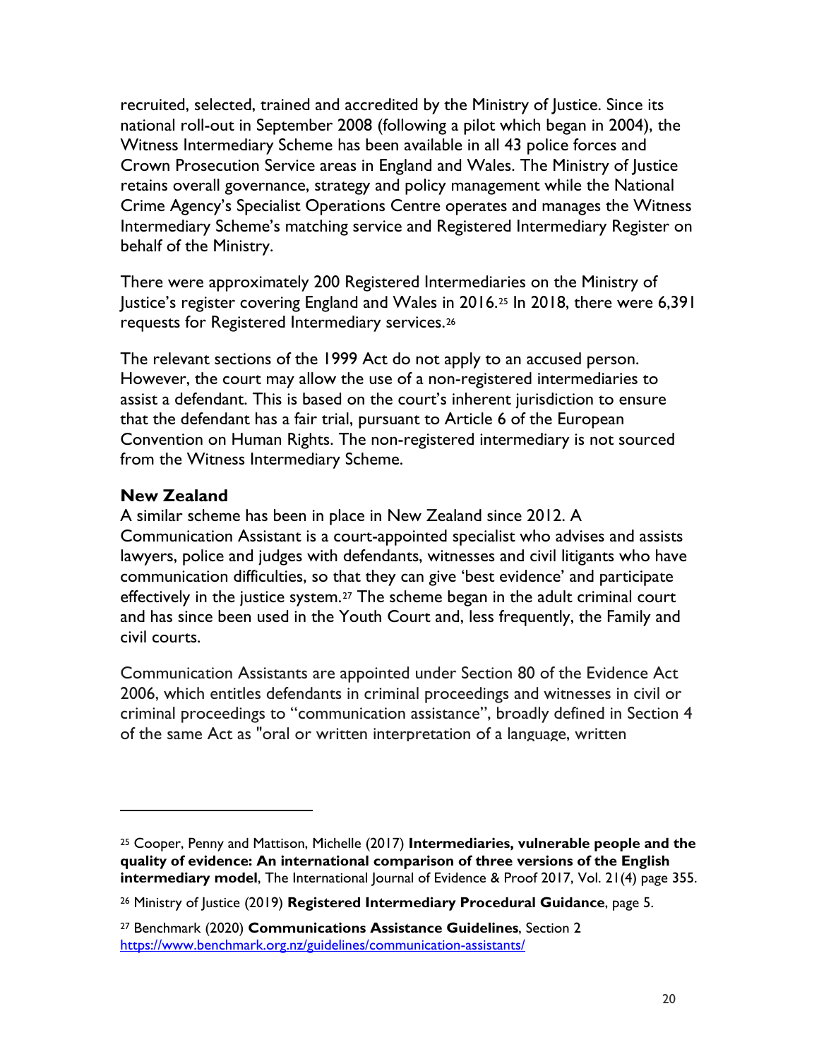recruited, selected, trained and accredited by the Ministry of Justice. Since its national roll-out in September 2008 (following a pilot which began in 2004), the Witness Intermediary Scheme has been available in all 43 police forces and Crown Prosecution Service areas in England and Wales. The Ministry of Justice retains overall governance, strategy and policy management while the National Crime Agency's Specialist Operations Centre operates and manages the Witness Intermediary Scheme's matching service and Registered Intermediary Register on behalf of the Ministry.

There were approximately 200 Registered Intermediaries on the Ministry of Justice's register covering England and Wales in 2016.[25] In 2018, there were 6,391 requests for Registered Intermediary services.[26]

The relevant sections of the 1999 Act do not apply to an accused person. However, the court may allow the use of a non-registered intermediaries to assist a defendant. This is based on the court's inherent jurisdiction to ensure that the defendant has a fair trial, pursuant to Article 6 of the European Convention on Human Rights. The non-registered intermediary is not sourced from the Witness Intermediary Scheme.

### New Zealand

A similar scheme has been in place in New Zealand since 2012. A Communication Assistant is a court-appointed specialist who advises and assists lawyers, police and judges with defendants, witnesses and civil litigants who have communication difficulties, so that they can give 'best evidence' and participate effectively in the justice system.[27] The scheme began in the adult criminal court and has since been used in the Youth Court and, less frequently, the Family and civil courts.

Communication Assistants are appointed under Section 80 of the Evidence Act 2006, which entitles defendants in criminal proceedings and witnesses in civil or criminal proceedings to "communication assistance", broadly defined in Section 4 of the same Act as "oral or written interpretation of a language, written

---

[25] Cooper, Penny and Mattison, Michelle (2017) **Intermediaries, vulnerable people and the quality of evidence: An international comparison of three versions of the English intermediary model**, The International Journal of Evidence & Proof 2017, Vol. 21(4) page 355.

[26] Ministry of Justice (2019) **Registered Intermediary Procedural Guidance**, page 5.

[27] Benchmark (2020) **Communications Assistance Guidelines**, Section 2 https://www.benchmark.org.nz/guidelines/communication-assistants/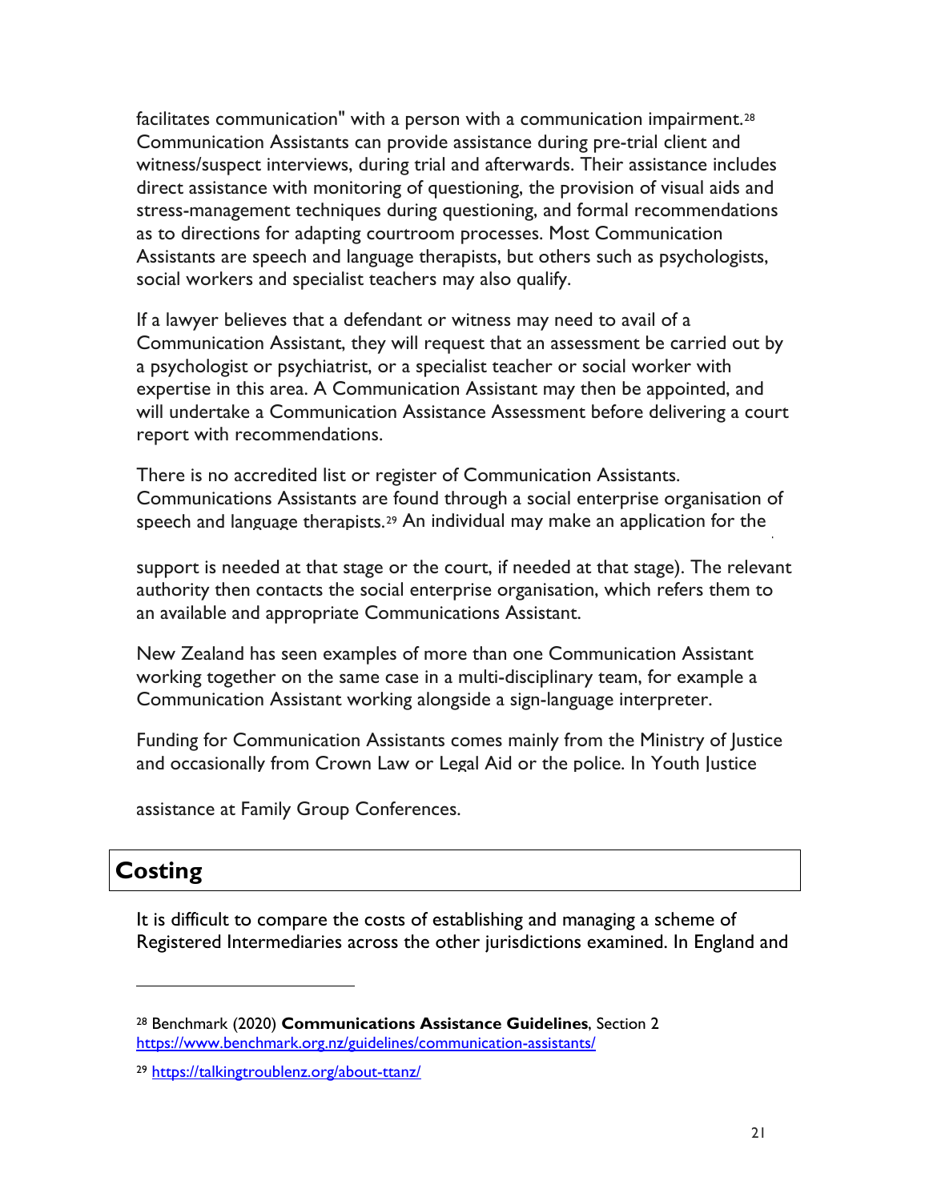facilitates communication" with a person with a communication impairment.[28] Communication Assistants can provide assistance during pre-trial client and witness/suspect interviews, during trial and afterwards. Their assistance includes direct assistance with monitoring of questioning, the provision of visual aids and stress-management techniques during questioning, and formal recommendations as to directions for adapting courtroom processes. Most Communication Assistants are speech and language therapists, but others such as psychologists, social workers and specialist teachers may also qualify.

If a lawyer believes that a defendant or witness may need to avail of a Communication Assistant, they will request that an assessment be carried out by a psychologist or psychiatrist, or a specialist teacher or social worker with expertise in this area. A Communication Assistant may then be appointed, and will undertake a Communication Assistance Assessment before delivering a court report with recommendations.

There is no accredited list or register of Communication Assistants. Communications Assistants are found through a social enterprise organisation of speech and language therapists.[29] An individual may make an application for the

support is needed at that stage or the court, if needed at that stage). The relevant authority then contacts the social enterprise organisation, which refers them to an available and appropriate Communications Assistant.

New Zealand has seen examples of more than one Communication Assistant working together on the same case in a multi-disciplinary team, for example a Communication Assistant working alongside a sign-language interpreter.

Funding for Communication Assistants comes mainly from the Ministry of Justice and occasionally from Crown Law or Legal Aid or the police. In Youth Justice

assistance at Family Group Conferences.

## Costing

It is difficult to compare the costs of establishing and managing a scheme of Registered Intermediaries across the other jurisdictions examined. In England and

---

[28] Benchmark (2020) **Communications Assistance Guidelines**, Section 2 https://www.benchmark.org.nz/guidelines/communication-assistants/

[29] https://talkingtroublenz.org/about-ttanz/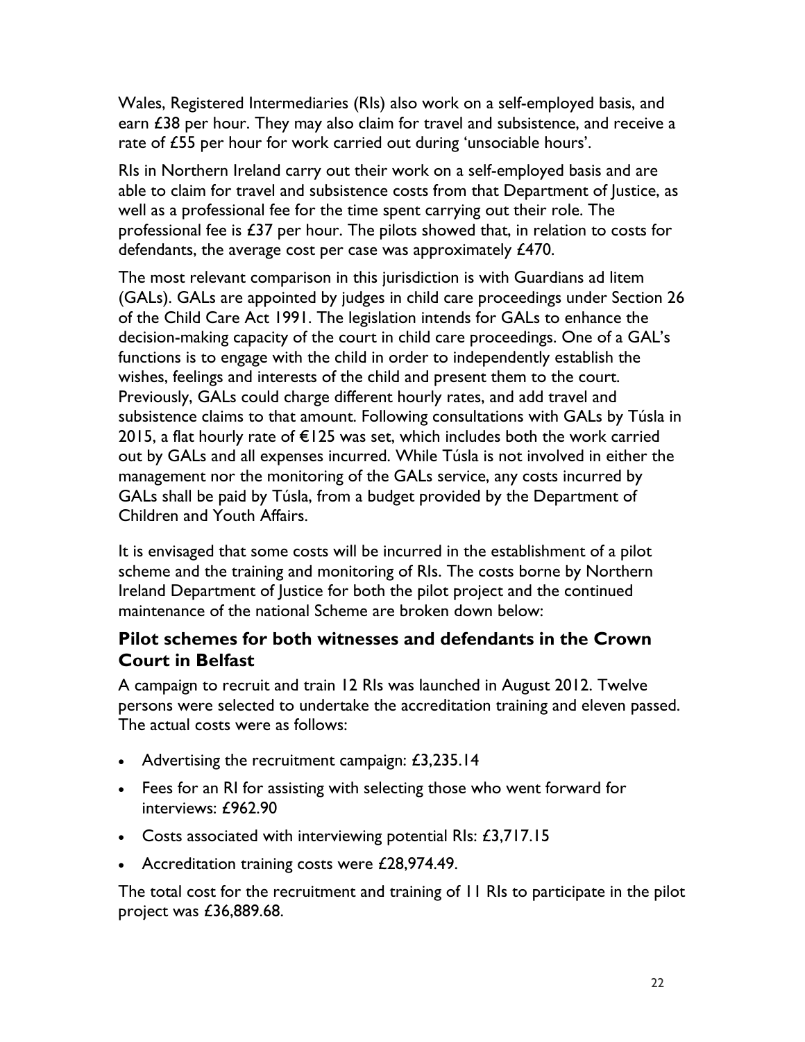Wales, Registered Intermediaries (RIs) also work on a self-employed basis, and earn £38 per hour. They may also claim for travel and subsistence, and receive a rate of £55 per hour for work carried out during 'unsociable hours'.

RIs in Northern Ireland carry out their work on a self-employed basis and are able to claim for travel and subsistence costs from that Department of Justice, as well as a professional fee for the time spent carrying out their role. The professional fee is £37 per hour. The pilots showed that, in relation to costs for defendants, the average cost per case was approximately £470.

The most relevant comparison in this jurisdiction is with Guardians ad litem (GALs). GALs are appointed by judges in child care proceedings under Section 26 of the Child Care Act 1991. The legislation intends for GALs to enhance the decision-making capacity of the court in child care proceedings. One of a GAL's functions is to engage with the child in order to independently establish the wishes, feelings and interests of the child and present them to the court. Previously, GALs could charge different hourly rates, and add travel and subsistence claims to that amount. Following consultations with GALs by Túsla in 2015, a flat hourly rate of €125 was set, which includes both the work carried out by GALs and all expenses incurred. While Túsla is not involved in either the management nor the monitoring of the GALs service, any costs incurred by GALs shall be paid by Túsla, from a budget provided by the Department of Children and Youth Affairs.

It is envisaged that some costs will be incurred in the establishment of a pilot scheme and the training and monitoring of RIs. The costs borne by Northern Ireland Department of Justice for both the pilot project and the continued maintenance of the national Scheme are broken down below:

## Pilot schemes for both witnesses and defendants in the Crown Court in Belfast

A campaign to recruit and train 12 RIs was launched in August 2012. Twelve persons were selected to undertake the accreditation training and eleven passed. The actual costs were as follows:

- Advertising the recruitment campaign: £3,235.14
- Fees for an RI for assisting with selecting those who went forward for interviews: £962.90
- Costs associated with interviewing potential RIs: £3,717.15
- Accreditation training costs were £28,974.49.

The total cost for the recruitment and training of 11 RIs to participate in the pilot project was £36,889.68.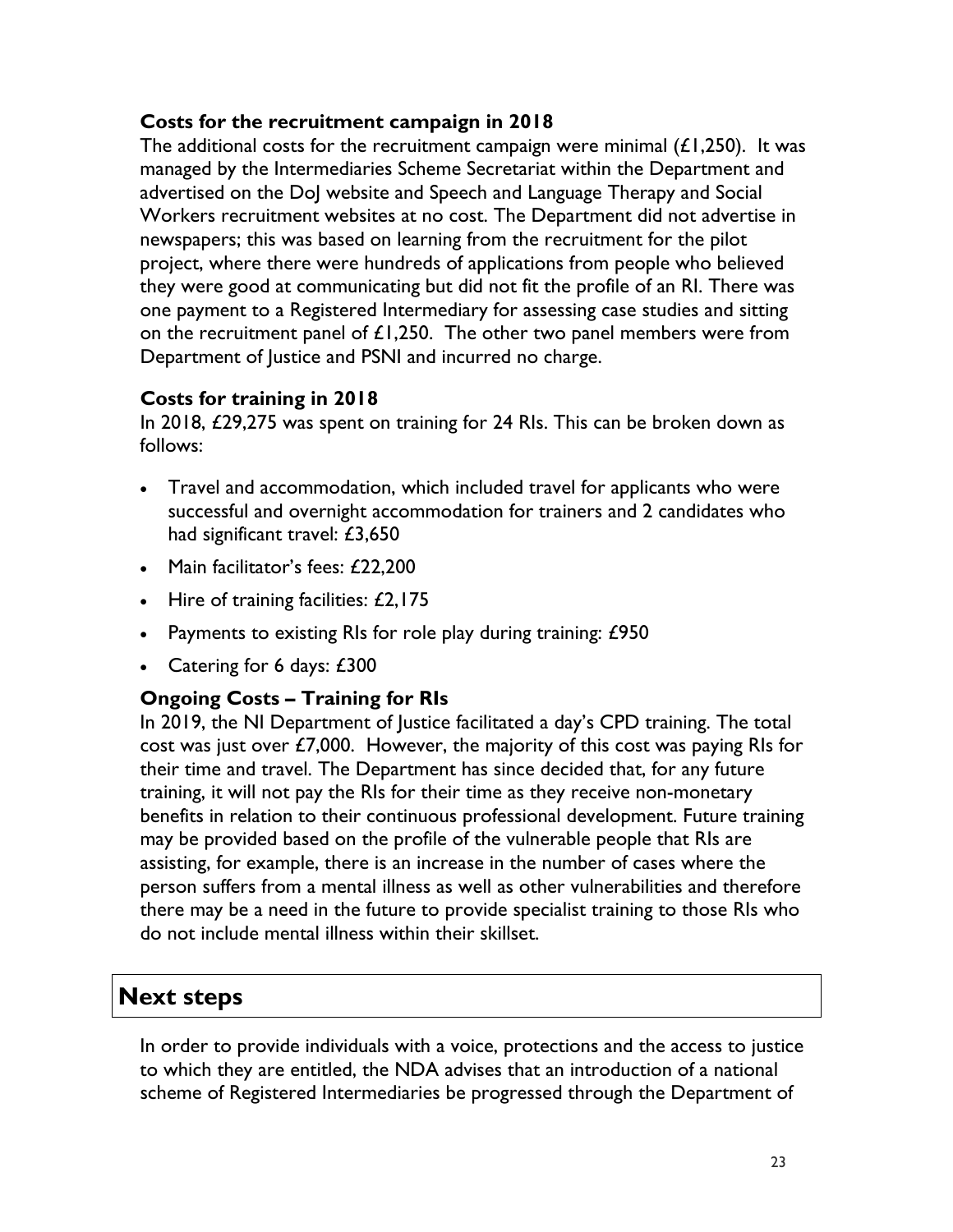### Costs for the recruitment campaign in 2018

The additional costs for the recruitment campaign were minimal (£1,250). It was managed by the Intermediaries Scheme Secretariat within the Department and advertised on the DoJ website and Speech and Language Therapy and Social Workers recruitment websites at no cost. The Department did not advertise in newspapers; this was based on learning from the recruitment for the pilot project, where there were hundreds of applications from people who believed they were good at communicating but did not fit the profile of an RI. There was one payment to a Registered Intermediary for assessing case studies and sitting on the recruitment panel of £1,250. The other two panel members were from Department of Justice and PSNI and incurred no charge.

### Costs for training in 2018

In 2018, £29,275 was spent on training for 24 RIs. This can be broken down as follows:

- Travel and accommodation, which included travel for applicants who were successful and overnight accommodation for trainers and 2 candidates who had significant travel: £3,650
- Main facilitator's fees: £22,200
- Hire of training facilities: £2,175
- Payments to existing RIs for role play during training: £950
- Catering for 6 days: £300

### Ongoing Costs – Training for RIs

In 2019, the NI Department of Justice facilitated a day's CPD training. The total cost was just over £7,000. However, the majority of this cost was paying RIs for their time and travel. The Department has since decided that, for any future training, it will not pay the RIs for their time as they receive non-monetary benefits in relation to their continuous professional development. Future training may be provided based on the profile of the vulnerable people that RIs are assisting, for example, there is an increase in the number of cases where the person suffers from a mental illness as well as other vulnerabilities and therefore there may be a need in the future to provide specialist training to those RIs who do not include mental illness within their skillset.

## Next steps

In order to provide individuals with a voice, protections and the access to justice to which they are entitled, the NDA advises that an introduction of a national scheme of Registered Intermediaries be progressed through the Department of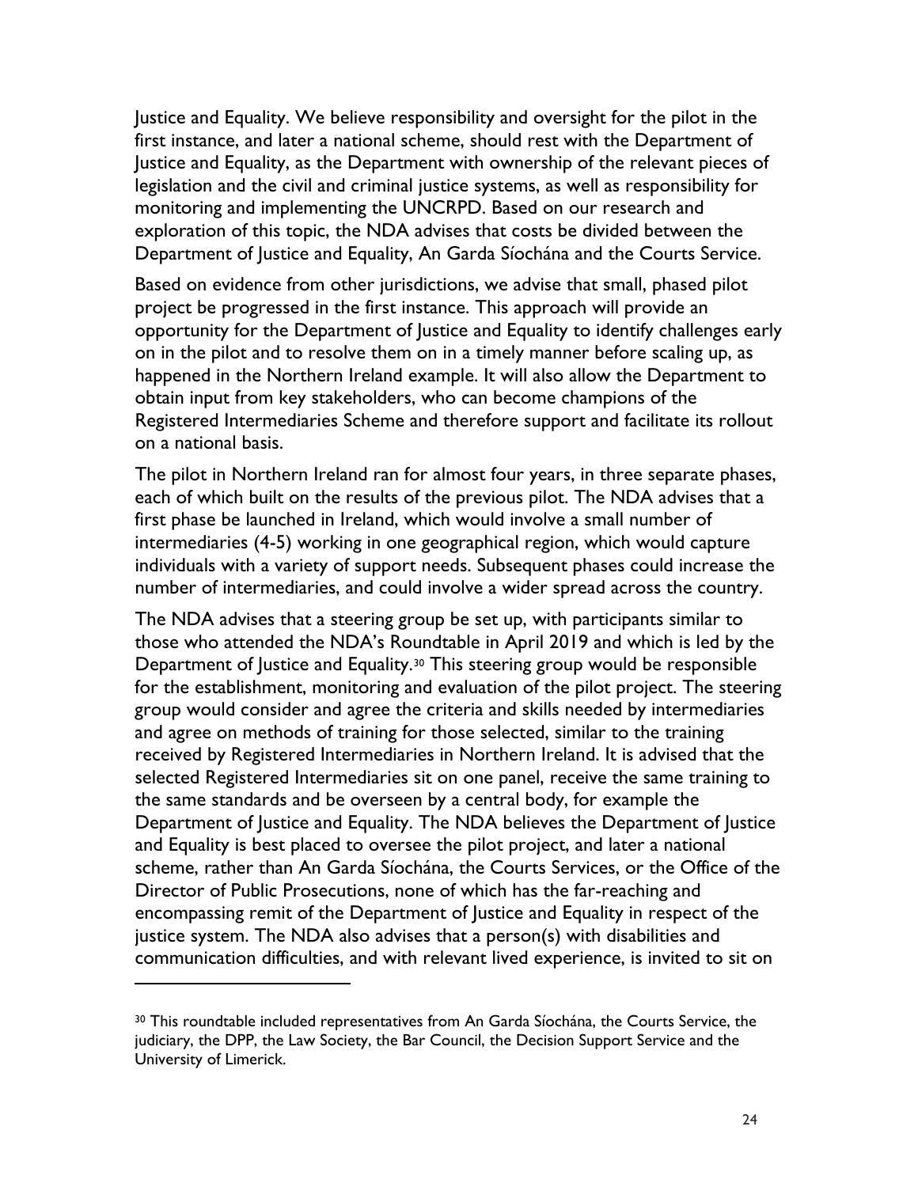Justice and Equality. We believe responsibility and oversight for the pilot in the first instance, and later a national scheme, should rest with the Department of Justice and Equality, as the Department with ownership of the relevant pieces of legislation and the civil and criminal justice systems, as well as responsibility for monitoring and implementing the UNCRPD. Based on our research and exploration of this topic, the NDA advises that costs be divided between the Department of Justice and Equality, An Garda Síochána and the Courts Service.

Based on evidence from other jurisdictions, we advise that small, phased pilot project be progressed in the first instance. This approach will provide an opportunity for the Department of Justice and Equality to identify challenges early on in the pilot and to resolve them on in a timely manner before scaling up, as happened in the Northern Ireland example. It will also allow the Department to obtain input from key stakeholders, who can become champions of the Registered Intermediaries Scheme and therefore support and facilitate its rollout on a national basis.

The pilot in Northern Ireland ran for almost four years, in three separate phases, each of which built on the results of the previous pilot. The NDA advises that a first phase be launched in Ireland, which would involve a small number of intermediaries (4-5) working in one geographical region, which would capture individuals with a variety of support needs. Subsequent phases could increase the number of intermediaries, and could involve a wider spread across the country.

The NDA advises that a steering group be set up, with participants similar to those who attended the NDA's Roundtable in April 2019 and which is led by the Department of Justice and Equality.[30] This steering group would be responsible for the establishment, monitoring and evaluation of the pilot project. The steering group would consider and agree the criteria and skills needed by intermediaries and agree on methods of training for those selected, similar to the training received by Registered Intermediaries in Northern Ireland. It is advised that the selected Registered Intermediaries sit on one panel, receive the same training to the same standards and be overseen by a central body, for example the Department of Justice and Equality. The NDA believes the Department of Justice and Equality is best placed to oversee the pilot project, and later a national scheme, rather than An Garda Síochána, the Courts Services, or the Office of the Director of Public Prosecutions, none of which has the far-reaching and encompassing remit of the Department of Justice and Equality in respect of the justice system. The NDA also advises that a person(s) with disabilities and communication difficulties, and with relevant lived experience, is invited to sit on

---

[30] This roundtable included representatives from An Garda Síochána, the Courts Service, the judiciary, the DPP, the Law Society, the Bar Council, the Decision Support Service and the University of Limerick.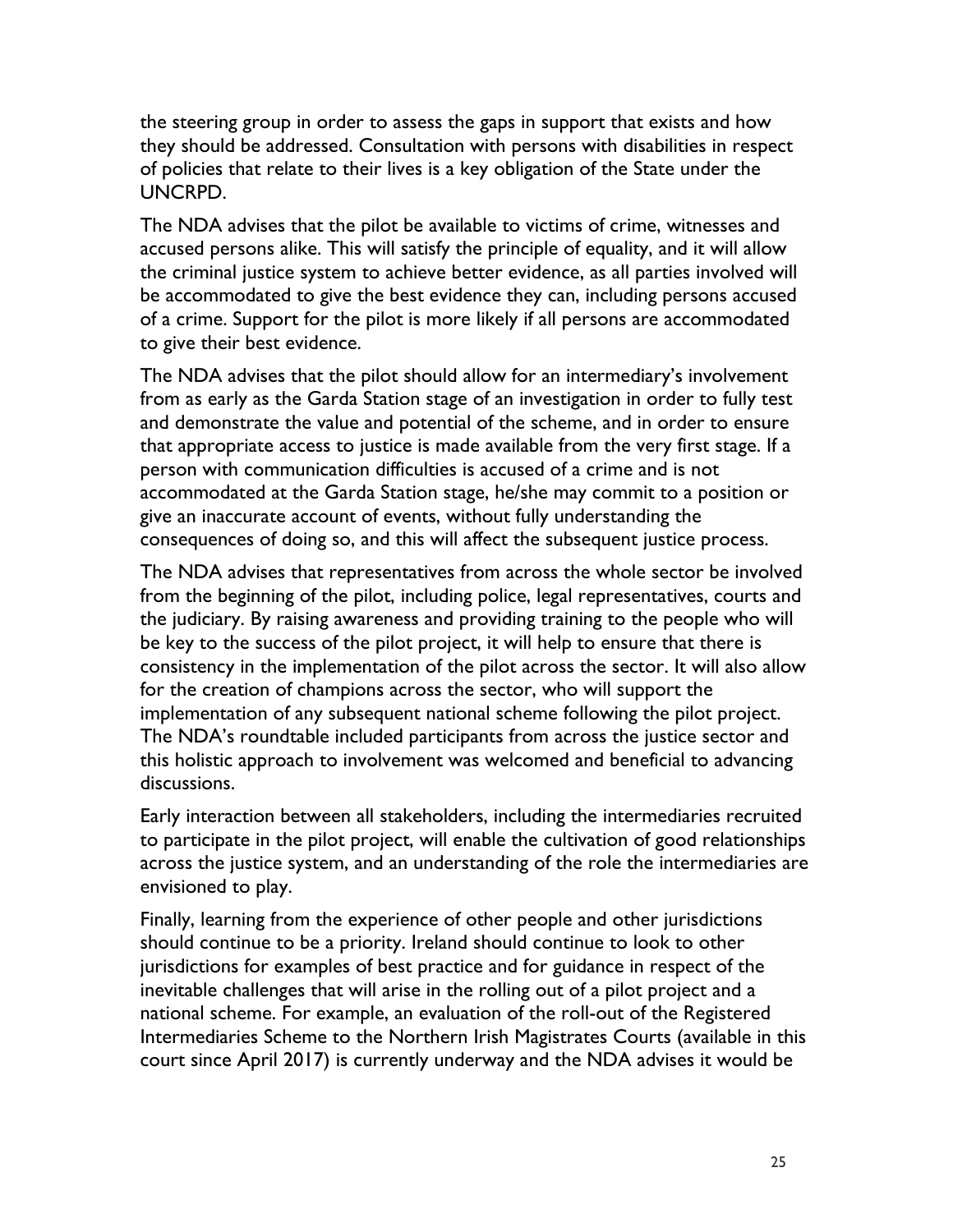the steering group in order to assess the gaps in support that exists and how they should be addressed. Consultation with persons with disabilities in respect of policies that relate to their lives is a key obligation of the State under the UNCRPD.

The NDA advises that the pilot be available to victims of crime, witnesses and accused persons alike. This will satisfy the principle of equality, and it will allow the criminal justice system to achieve better evidence, as all parties involved will be accommodated to give the best evidence they can, including persons accused of a crime. Support for the pilot is more likely if all persons are accommodated to give their best evidence.

The NDA advises that the pilot should allow for an intermediary's involvement from as early as the Garda Station stage of an investigation in order to fully test and demonstrate the value and potential of the scheme, and in order to ensure that appropriate access to justice is made available from the very first stage. If a person with communication difficulties is accused of a crime and is not accommodated at the Garda Station stage, he/she may commit to a position or give an inaccurate account of events, without fully understanding the consequences of doing so, and this will affect the subsequent justice process.

The NDA advises that representatives from across the whole sector be involved from the beginning of the pilot, including police, legal representatives, courts and the judiciary. By raising awareness and providing training to the people who will be key to the success of the pilot project, it will help to ensure that there is consistency in the implementation of the pilot across the sector. It will also allow for the creation of champions across the sector, who will support the implementation of any subsequent national scheme following the pilot project. The NDA's roundtable included participants from across the justice sector and this holistic approach to involvement was welcomed and beneficial to advancing discussions.

Early interaction between all stakeholders, including the intermediaries recruited to participate in the pilot project, will enable the cultivation of good relationships across the justice system, and an understanding of the role the intermediaries are envisioned to play.

Finally, learning from the experience of other people and other jurisdictions should continue to be a priority. Ireland should continue to look to other jurisdictions for examples of best practice and for guidance in respect of the inevitable challenges that will arise in the rolling out of a pilot project and a national scheme. For example, an evaluation of the roll-out of the Registered Intermediaries Scheme to the Northern Irish Magistrates Courts (available in this court since April 2017) is currently underway and the NDA advises it would be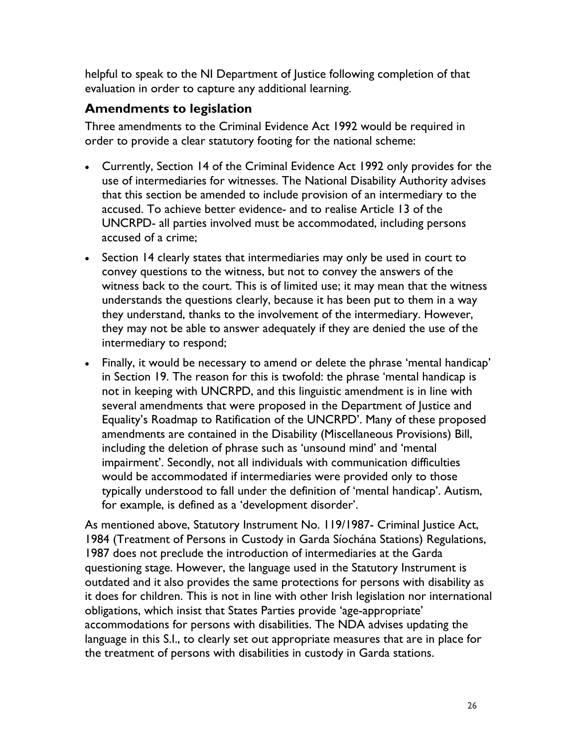helpful to speak to the NI Department of Justice following completion of that evaluation in order to capture any additional learning.

## Amendments to legislation

Three amendments to the Criminal Evidence Act 1992 would be required in order to provide a clear statutory footing for the national scheme:

- Currently, Section 14 of the Criminal Evidence Act 1992 only provides for the use of intermediaries for witnesses. The National Disability Authority advises that this section be amended to include provision of an intermediary to the accused. To achieve better evidence- and to realise Article 13 of the UNCRPD- all parties involved must be accommodated, including persons accused of a crime;
- Section 14 clearly states that intermediaries may only be used in court to convey questions to the witness, but not to convey the answers of the witness back to the court. This is of limited use; it may mean that the witness understands the questions clearly, because it has been put to them in a way they understand, thanks to the involvement of the intermediary. However, they may not be able to answer adequately if they are denied the use of the intermediary to respond;
- Finally, it would be necessary to amend or delete the phrase 'mental handicap' in Section 19. The reason for this is twofold: the phrase 'mental handicap is not in keeping with UNCRPD, and this linguistic amendment is in line with several amendments that were proposed in the Department of Justice and Equality's Roadmap to Ratification of the UNCRPD'. Many of these proposed amendments are contained in the Disability (Miscellaneous Provisions) Bill, including the deletion of phrase such as 'unsound mind' and 'mental impairment'. Secondly, not all individuals with communication difficulties would be accommodated if intermediaries were provided only to those typically understood to fall under the definition of 'mental handicap'. Autism, for example, is defined as a 'development disorder'.

As mentioned above, Statutory Instrument No. 119/1987- Criminal Justice Act, 1984 (Treatment of Persons in Custody in Garda Síochána Stations) Regulations, 1987 does not preclude the introduction of intermediaries at the Garda questioning stage. However, the language used in the Statutory Instrument is outdated and it also provides the same protections for persons with disability as it does for children. This is not in line with other Irish legislation nor international obligations, which insist that States Parties provide 'age-appropriate' accommodations for persons with disabilities. The NDA advises updating the language in this S.I., to clearly set out appropriate measures that are in place for the treatment of persons with disabilities in custody in Garda stations.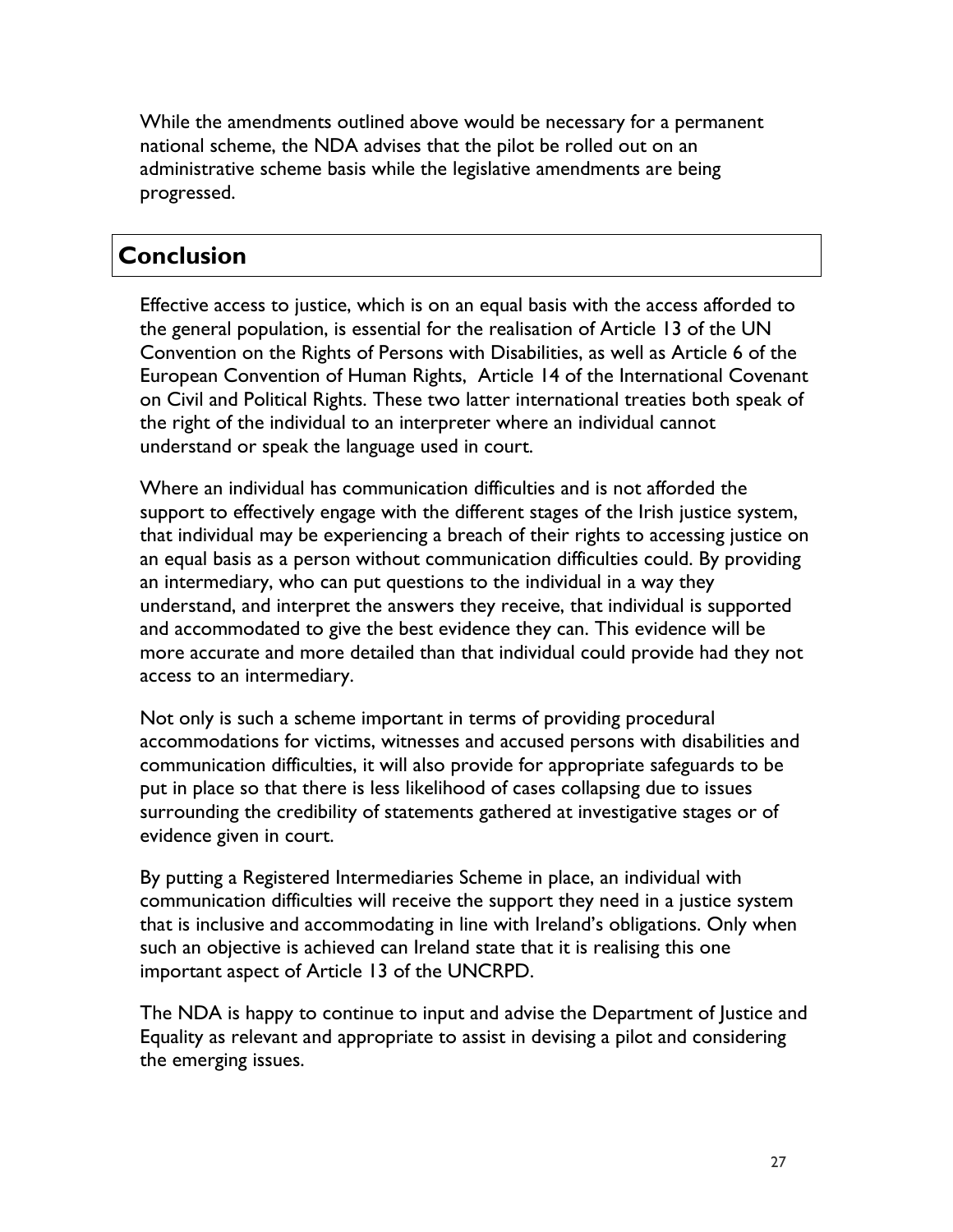While the amendments outlined above would be necessary for a permanent national scheme, the NDA advises that the pilot be rolled out on an administrative scheme basis while the legislative amendments are being progressed.

## Conclusion

Effective access to justice, which is on an equal basis with the access afforded to the general population, is essential for the realisation of Article 13 of the UN Convention on the Rights of Persons with Disabilities, as well as Article 6 of the European Convention of Human Rights,  Article 14 of the International Covenant on Civil and Political Rights. These two latter international treaties both speak of the right of the individual to an interpreter where an individual cannot understand or speak the language used in court.

Where an individual has communication difficulties and is not afforded the support to effectively engage with the different stages of the Irish justice system, that individual may be experiencing a breach of their rights to accessing justice on an equal basis as a person without communication difficulties could. By providing an intermediary, who can put questions to the individual in a way they understand, and interpret the answers they receive, that individual is supported and accommodated to give the best evidence they can. This evidence will be more accurate and more detailed than that individual could provide had they not access to an intermediary.

Not only is such a scheme important in terms of providing procedural accommodations for victims, witnesses and accused persons with disabilities and communication difficulties, it will also provide for appropriate safeguards to be put in place so that there is less likelihood of cases collapsing due to issues surrounding the credibility of statements gathered at investigative stages or of evidence given in court.

By putting a Registered Intermediaries Scheme in place, an individual with communication difficulties will receive the support they need in a justice system that is inclusive and accommodating in line with Ireland's obligations. Only when such an objective is achieved can Ireland state that it is realising this one important aspect of Article 13 of the UNCRPD.

The NDA is happy to continue to input and advise the Department of Justice and Equality as relevant and appropriate to assist in devising a pilot and considering the emerging issues.